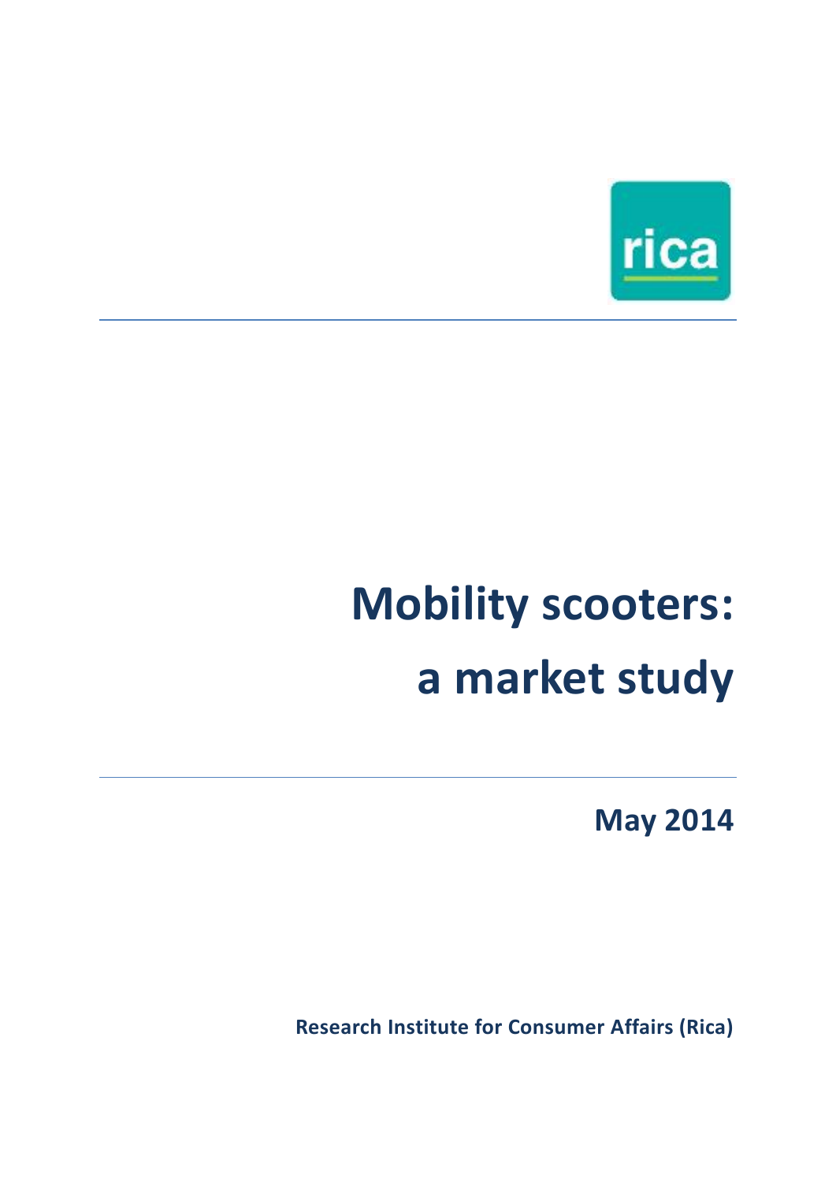rica

# Mobility scooters: a market study

**May 2014**

**Research Institute for Consumer Affairs (Rica)**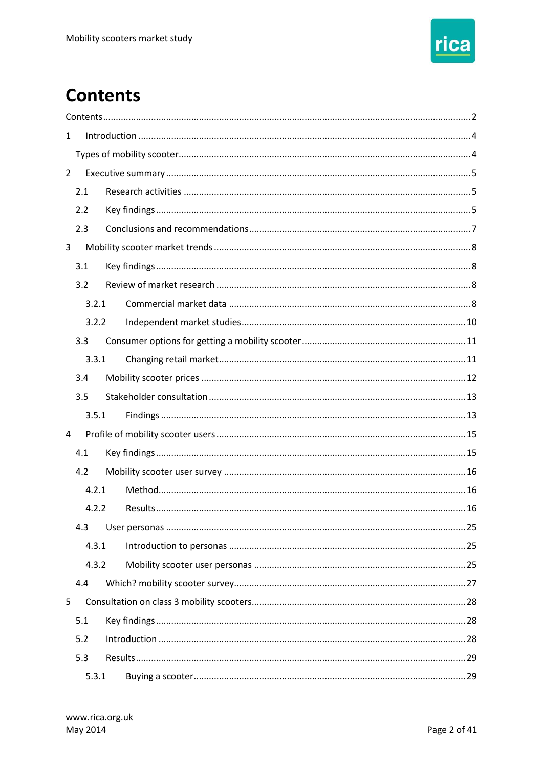# Contents

Contents ........................................................................................................................... 2

1 Introduction ..................................................................................................................... 4

Types of mobility scooter ..................................................................................................... 4

2 Executive summary ........................................................................................................... 5

2.1 Research activities ....................................................................................................... 5

2.2 Key findings ................................................................................................................... 5

2.3 Conclusions and recommendations ............................................................................. 7

3 Mobility scooter market trends ........................................................................................ 8

3.1 Key findings ................................................................................................................... 8

3.2 Review of market research ........................................................................................... 8

3.2.1 Commercial market data ....................................................................................... 8

3.2.2 Independent market studies ................................................................................. 10

3.3 Consumer options for getting a mobility scooter ........................................................ 11

3.3.1 Changing retail market ......................................................................................... 11

3.4 Mobility scooter prices ................................................................................................ 12

3.5 Stakeholder consultation ............................................................................................. 13

3.5.1 Findings ................................................................................................................. 13

4 Profile of mobility scooter users ...................................................................................... 15

4.1 Key findings ................................................................................................................... 15

4.2 Mobility scooter user survey ........................................................................................ 16

4.2.1 Method .................................................................................................................. 16

4.2.2 Results ................................................................................................................... 16

4.3 User personas ............................................................................................................... 25

4.3.1 Introduction to personas ....................................................................................... 25

4.3.2 Mobility scooter user personas ............................................................................. 25

4.4 Which? mobility scooter survey ................................................................................... 27

5 Consultation on class 3 mobility scooters ........................................................................ 28

5.1 Key findings ................................................................................................................... 28

5.2 Introduction .................................................................................................................. 28

5.3 Results ........................................................................................................................... 29

5.3.1 Buying a scooter .................................................................................................... 29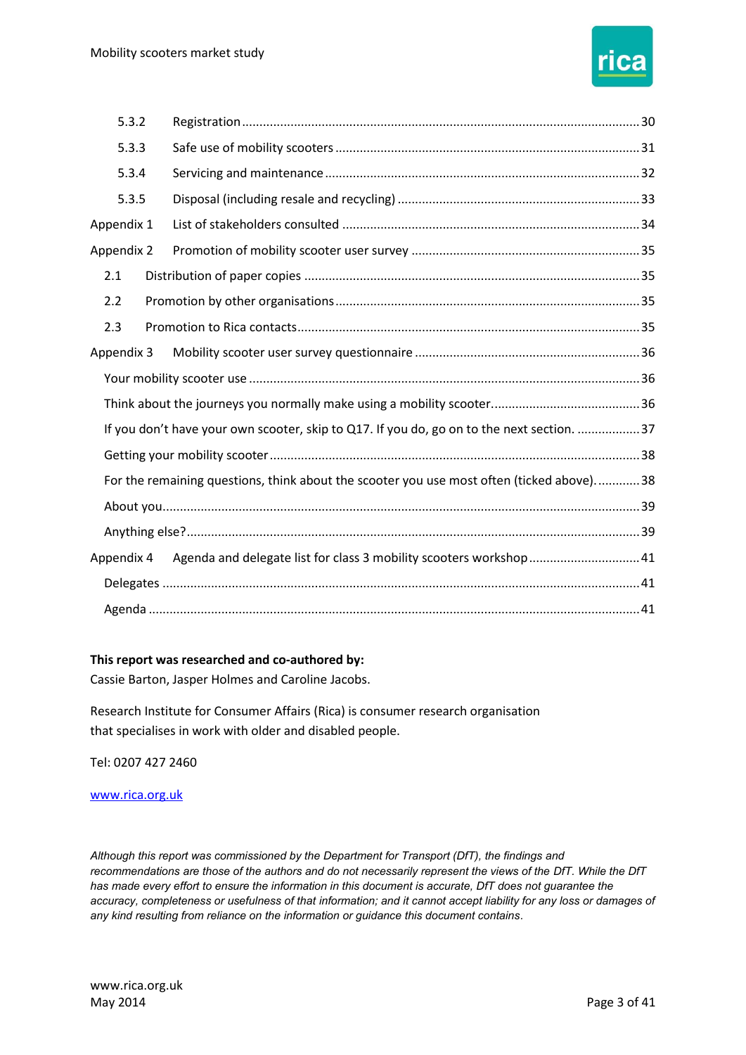5.3.2 Registration ..... 30

5.3.3 Safe use of mobility scooters ..... 31

5.3.4 Servicing and maintenance ..... 32

5.3.5 Disposal (including resale and recycling) ..... 33

Appendix 1 List of stakeholders consulted ..... 34

Appendix 2 Promotion of mobility scooter user survey ..... 35

2.1 Distribution of paper copies ..... 35

2.2 Promotion by other organisations ..... 35

2.3 Promotion to Rica contacts ..... 35

Appendix 3 Mobility scooter user survey questionnaire ..... 36

Your mobility scooter use ..... 36

Think about the journeys you normally make using a mobility scooter. ..... 36

If you don't have your own scooter, skip to Q17. If you do, go on to the next section. ..... 37

Getting your mobility scooter ..... 38

For the remaining questions, think about the scooter you use most often (ticked above). ..... 38

About you ..... 39

Anything else? ..... 39

Appendix 4 Agenda and delegate list for class 3 mobility scooters workshop ..... 41

Delegates ..... 41

Agenda ..... 41

**This report was researched and co-authored by:**
Cassie Barton, Jasper Holmes and Caroline Jacobs.

Research Institute for Consumer Affairs (Rica) is consumer research organisation that specialises in work with older and disabled people.

Tel: 0207 427 2460

www.rica.org.uk

*Although this report was commissioned by the Department for Transport (DfT), the findings and recommendations are those of the authors and do not necessarily represent the views of the DfT. While the DfT has made every effort to ensure the information in this document is accurate, DfT does not guarantee the accuracy, completeness or usefulness of that information; and it cannot accept liability for any loss or damages of any kind resulting from reliance on the information or guidance this document contains.*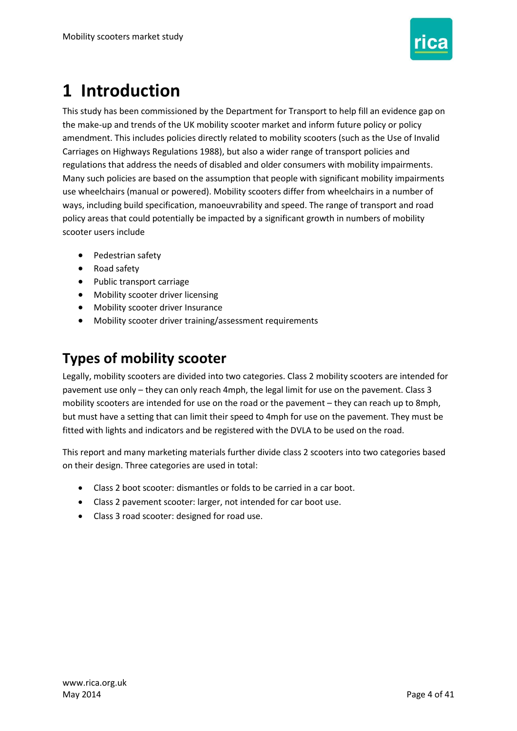# 1 Introduction

This study has been commissioned by the Department for Transport to help fill an evidence gap on the make-up and trends of the UK mobility scooter market and inform future policy or policy amendment. This includes policies directly related to mobility scooters (such as the Use of Invalid Carriages on Highways Regulations 1988), but also a wider range of transport policies and regulations that address the needs of disabled and older consumers with mobility impairments. Many such policies are based on the assumption that people with significant mobility impairments use wheelchairs (manual or powered). Mobility scooters differ from wheelchairs in a number of ways, including build specification, manoeuvrability and speed. The range of transport and road policy areas that could potentially be impacted by a significant growth in numbers of mobility scooter users include

- Pedestrian safety
- Road safety
- Public transport carriage
- Mobility scooter driver licensing
- Mobility scooter driver Insurance
- Mobility scooter driver training/assessment requirements

## Types of mobility scooter

Legally, mobility scooters are divided into two categories. Class 2 mobility scooters are intended for pavement use only – they can only reach 4mph, the legal limit for use on the pavement. Class 3 mobility scooters are intended for use on the road or the pavement – they can reach up to 8mph, but must have a setting that can limit their speed to 4mph for use on the pavement. They must be fitted with lights and indicators and be registered with the DVLA to be used on the road.

This report and many marketing materials further divide class 2 scooters into two categories based on their design. Three categories are used in total:

- Class 2 boot scooter: dismantles or folds to be carried in a car boot.
- Class 2 pavement scooter: larger, not intended for car boot use.
- Class 3 road scooter: designed for road use.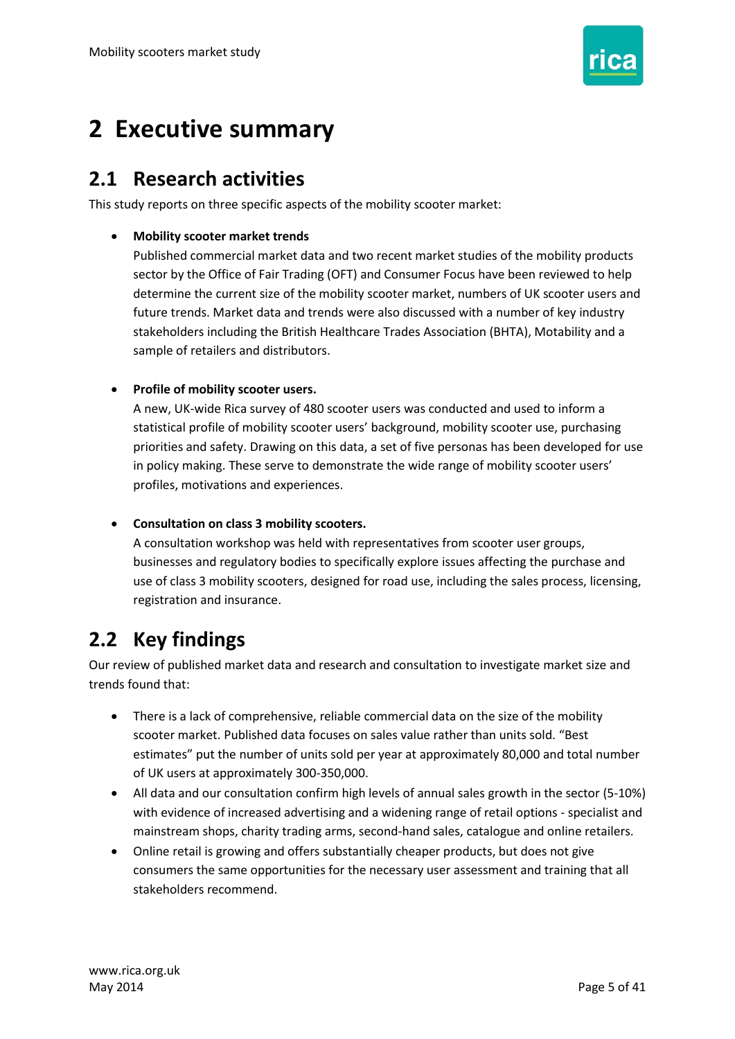# 2 Executive summary

## 2.1 Research activities

This study reports on three specific aspects of the mobility scooter market:

- **Mobility scooter market trends**
  Published commercial market data and two recent market studies of the mobility products sector by the Office of Fair Trading (OFT) and Consumer Focus have been reviewed to help determine the current size of the mobility scooter market, numbers of UK scooter users and future trends. Market data and trends were also discussed with a number of key industry stakeholders including the British Healthcare Trades Association (BHTA), Motability and a sample of retailers and distributors.

- **Profile of mobility scooter users.**
  A new, UK-wide Rica survey of 480 scooter users was conducted and used to inform a statistical profile of mobility scooter users' background, mobility scooter use, purchasing priorities and safety. Drawing on this data, a set of five personas has been developed for use in policy making. These serve to demonstrate the wide range of mobility scooter users' profiles, motivations and experiences.

- **Consultation on class 3 mobility scooters.**
  A consultation workshop was held with representatives from scooter user groups, businesses and regulatory bodies to specifically explore issues affecting the purchase and use of class 3 mobility scooters, designed for road use, including the sales process, licensing, registration and insurance.

## 2.2 Key findings

Our review of published market data and research and consultation to investigate market size and trends found that:

- There is a lack of comprehensive, reliable commercial data on the size of the mobility scooter market. Published data focuses on sales value rather than units sold. "Best estimates" put the number of units sold per year at approximately 80,000 and total number of UK users at approximately 300-350,000.
- All data and our consultation confirm high levels of annual sales growth in the sector (5-10%) with evidence of increased advertising and a widening range of retail options - specialist and mainstream shops, charity trading arms, second-hand sales, catalogue and online retailers.
- Online retail is growing and offers substantially cheaper products, but does not give consumers the same opportunities for the necessary user assessment and training that all stakeholders recommend.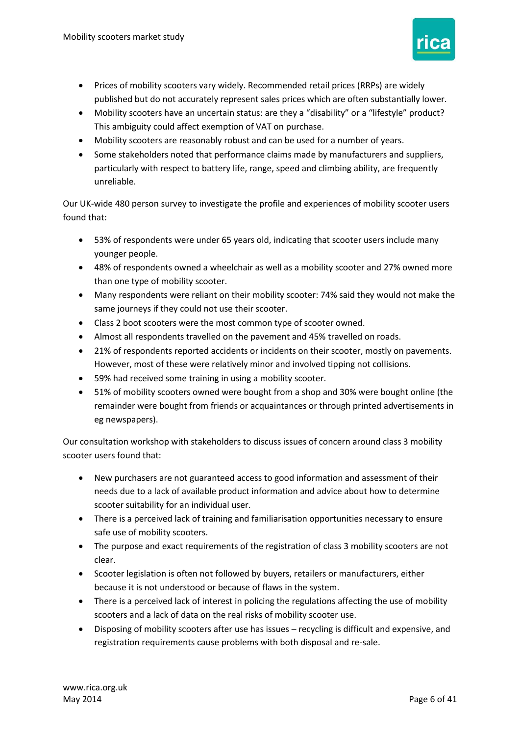- Prices of mobility scooters vary widely. Recommended retail prices (RRPs) are widely published but do not accurately represent sales prices which are often substantially lower.
- Mobility scooters have an uncertain status: are they a "disability" or a "lifestyle" product? This ambiguity could affect exemption of VAT on purchase.
- Mobility scooters are reasonably robust and can be used for a number of years.
- Some stakeholders noted that performance claims made by manufacturers and suppliers, particularly with respect to battery life, range, speed and climbing ability, are frequently unreliable.

Our UK-wide 480 person survey to investigate the profile and experiences of mobility scooter users found that:

- 53% of respondents were under 65 years old, indicating that scooter users include many younger people.
- 48% of respondents owned a wheelchair as well as a mobility scooter and 27% owned more than one type of mobility scooter.
- Many respondents were reliant on their mobility scooter: 74% said they would not make the same journeys if they could not use their scooter.
- Class 2 boot scooters were the most common type of scooter owned.
- Almost all respondents travelled on the pavement and 45% travelled on roads.
- 21% of respondents reported accidents or incidents on their scooter, mostly on pavements. However, most of these were relatively minor and involved tipping not collisions.
- 59% had received some training in using a mobility scooter.
- 51% of mobility scooters owned were bought from a shop and 30% were bought online (the remainder were bought from friends or acquaintances or through printed advertisements in eg newspapers).

Our consultation workshop with stakeholders to discuss issues of concern around class 3 mobility scooter users found that:

- New purchasers are not guaranteed access to good information and assessment of their needs due to a lack of available product information and advice about how to determine scooter suitability for an individual user.
- There is a perceived lack of training and familiarisation opportunities necessary to ensure safe use of mobility scooters.
- The purpose and exact requirements of the registration of class 3 mobility scooters are not clear.
- Scooter legislation is often not followed by buyers, retailers or manufacturers, either because it is not understood or because of flaws in the system.
- There is a perceived lack of interest in policing the regulations affecting the use of mobility scooters and a lack of data on the real risks of mobility scooter use.
- Disposing of mobility scooters after use has issues – recycling is difficult and expensive, and registration requirements cause problems with both disposal and re-sale.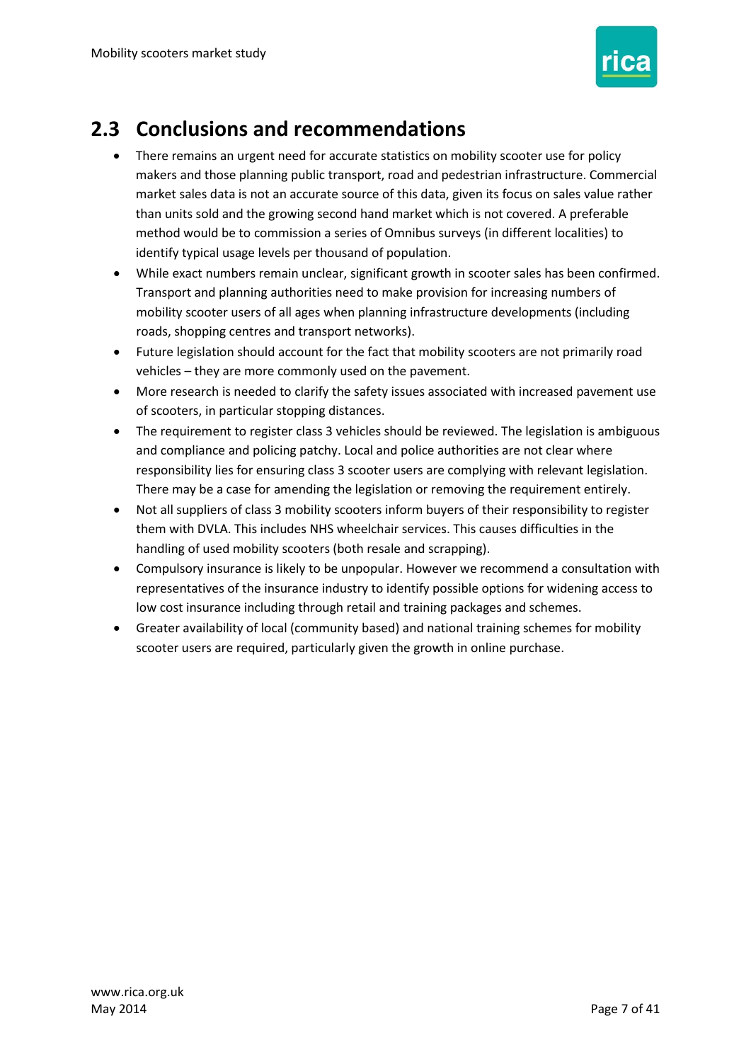## 2.3 Conclusions and recommendations

- There remains an urgent need for accurate statistics on mobility scooter use for policy makers and those planning public transport, road and pedestrian infrastructure. Commercial market sales data is not an accurate source of this data, given its focus on sales value rather than units sold and the growing second hand market which is not covered. A preferable method would be to commission a series of Omnibus surveys (in different localities) to identify typical usage levels per thousand of population.
- While exact numbers remain unclear, significant growth in scooter sales has been confirmed. Transport and planning authorities need to make provision for increasing numbers of mobility scooter users of all ages when planning infrastructure developments (including roads, shopping centres and transport networks).
- Future legislation should account for the fact that mobility scooters are not primarily road vehicles – they are more commonly used on the pavement.
- More research is needed to clarify the safety issues associated with increased pavement use of scooters, in particular stopping distances.
- The requirement to register class 3 vehicles should be reviewed. The legislation is ambiguous and compliance and policing patchy. Local and police authorities are not clear where responsibility lies for ensuring class 3 scooter users are complying with relevant legislation. There may be a case for amending the legislation or removing the requirement entirely.
- Not all suppliers of class 3 mobility scooters inform buyers of their responsibility to register them with DVLA. This includes NHS wheelchair services. This causes difficulties in the handling of used mobility scooters (both resale and scrapping).
- Compulsory insurance is likely to be unpopular. However we recommend a consultation with representatives of the insurance industry to identify possible options for widening access to low cost insurance including through retail and training packages and schemes.
- Greater availability of local (community based) and national training schemes for mobility scooter users are required, particularly given the growth in online purchase.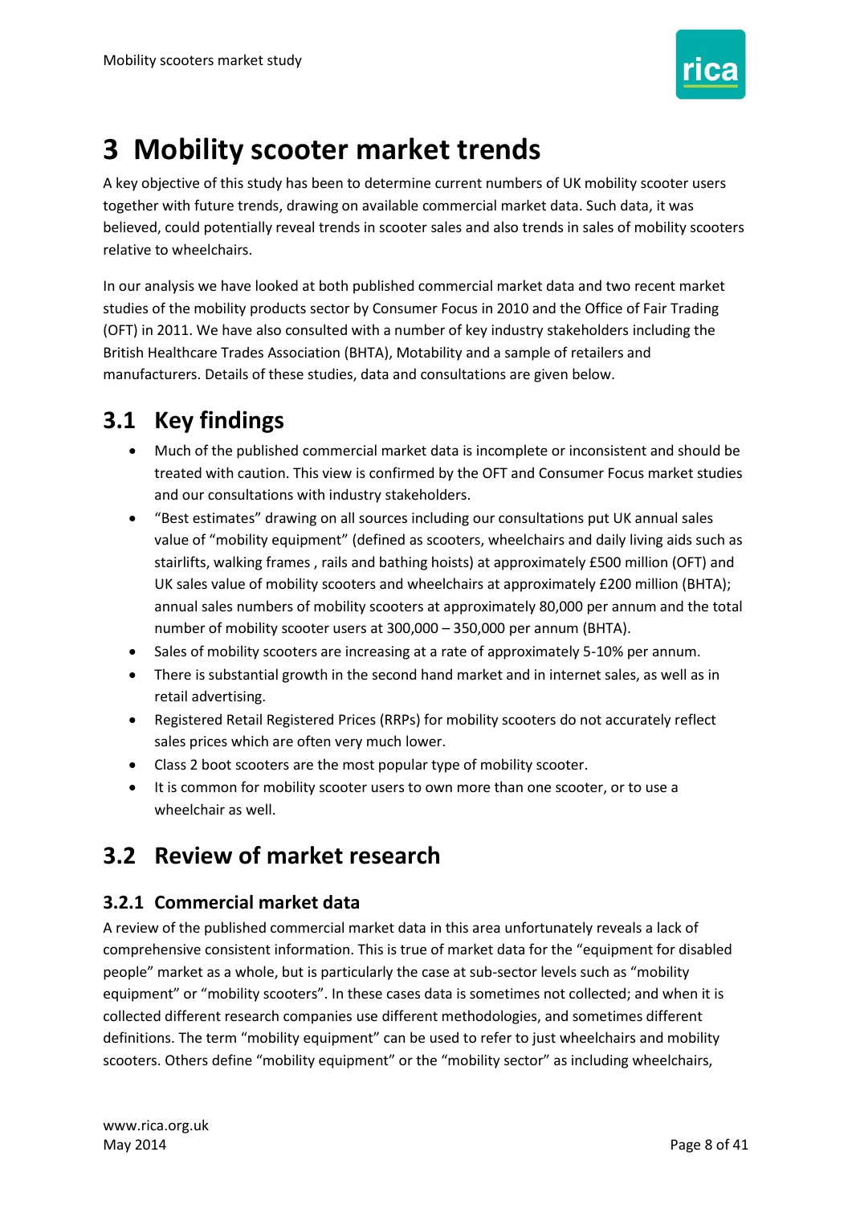# 3 Mobility scooter market trends

A key objective of this study has been to determine current numbers of UK mobility scooter users together with future trends, drawing on available commercial market data. Such data, it was believed, could potentially reveal trends in scooter sales and also trends in sales of mobility scooters relative to wheelchairs.

In our analysis we have looked at both published commercial market data and two recent market studies of the mobility products sector by Consumer Focus in 2010 and the Office of Fair Trading (OFT) in 2011. We have also consulted with a number of key industry stakeholders including the British Healthcare Trades Association (BHTA), Motability and a sample of retailers and manufacturers. Details of these studies, data and consultations are given below.

## 3.1 Key findings

- Much of the published commercial market data is incomplete or inconsistent and should be treated with caution. This view is confirmed by the OFT and Consumer Focus market studies and our consultations with industry stakeholders.
- "Best estimates" drawing on all sources including our consultations put UK annual sales value of "mobility equipment" (defined as scooters, wheelchairs and daily living aids such as stairlifts, walking frames , rails and bathing hoists) at approximately £500 million (OFT) and UK sales value of mobility scooters and wheelchairs at approximately £200 million (BHTA); annual sales numbers of mobility scooters at approximately 80,000 per annum and the total number of mobility scooter users at 300,000 – 350,000 per annum (BHTA).
- Sales of mobility scooters are increasing at a rate of approximately 5-10% per annum.
- There is substantial growth in the second hand market and in internet sales, as well as in retail advertising.
- Registered Retail Registered Prices (RRPs) for mobility scooters do not accurately reflect sales prices which are often very much lower.
- Class 2 boot scooters are the most popular type of mobility scooter.
- It is common for mobility scooter users to own more than one scooter, or to use a wheelchair as well.

## 3.2 Review of market research

### 3.2.1 Commercial market data

A review of the published commercial market data in this area unfortunately reveals a lack of comprehensive consistent information. This is true of market data for the "equipment for disabled people" market as a whole, but is particularly the case at sub-sector levels such as "mobility equipment" or "mobility scooters". In these cases data is sometimes not collected; and when it is collected different research companies use different methodologies, and sometimes different definitions. The term "mobility equipment" can be used to refer to just wheelchairs and mobility scooters. Others define "mobility equipment" or the "mobility sector" as including wheelchairs,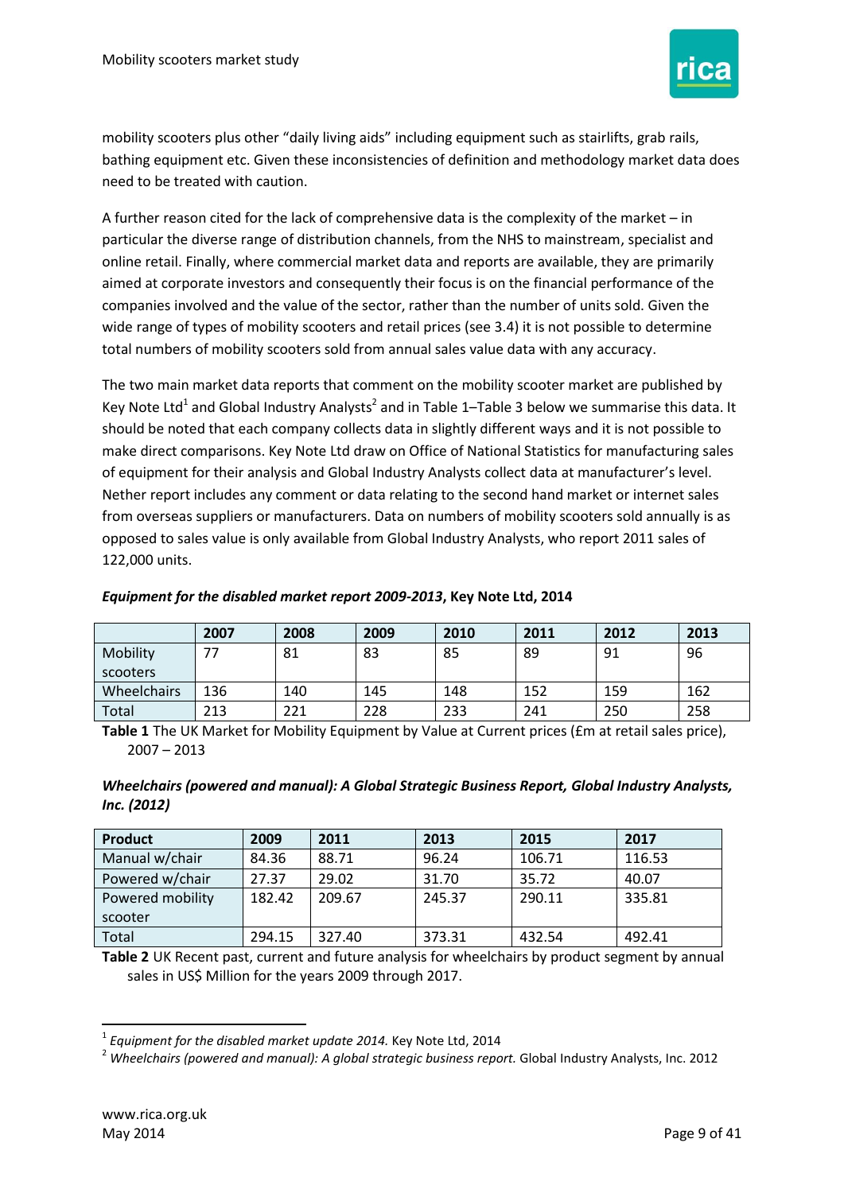mobility scooters plus other "daily living aids" including equipment such as stairlifts, grab rails, bathing equipment etc. Given these inconsistencies of definition and methodology market data does need to be treated with caution.

A further reason cited for the lack of comprehensive data is the complexity of the market – in particular the diverse range of distribution channels, from the NHS to mainstream, specialist and online retail. Finally, where commercial market data and reports are available, they are primarily aimed at corporate investors and consequently their focus is on the financial performance of the companies involved and the value of the sector, rather than the number of units sold. Given the wide range of types of mobility scooters and retail prices (see 3.4) it is not possible to determine total numbers of mobility scooters sold from annual sales value data with any accuracy.

The two main market data reports that comment on the mobility scooter market are published by Key Note Ltd[1] and Global Industry Analysts[2] and in Table 1–Table 3 below we summarise this data. It should be noted that each company collects data in slightly different ways and it is not possible to make direct comparisons. Key Note Ltd draw on Office of National Statistics for manufacturing sales of equipment for their analysis and Global Industry Analysts collect data at manufacturer's level. Nether report includes any comment or data relating to the second hand market or internet sales from overseas suppliers or manufacturers. Data on numbers of mobility scooters sold annually is as opposed to sales value is only available from Global Industry Analysts, who report 2011 sales of 122,000 units.

***Equipment for the disabled market report 2009-2013*, Key Note Ltd, 2014**

| | 2007 | 2008 | 2009 | 2010 | 2011 | 2012 | 2013 |
|---|---|---|---|---|---|---|---|
| Mobility scooters | 77 | 81 | 83 | 85 | 89 | 91 | 96 |
| Wheelchairs | 136 | 140 | 145 | 148 | 152 | 159 | 162 |
| Total | 213 | 221 | 228 | 233 | 241 | 250 | 258 |

**Table 1** The UK Market for Mobility Equipment by Value at Current prices (£m at retail sales price), 2007 – 2013

***Wheelchairs (powered and manual): A Global Strategic Business Report, Global Industry Analysts, Inc. (2012)***

| Product | 2009 | 2011 | 2013 | 2015 | 2017 |
|---|---|---|---|---|---|
| Manual w/chair | 84.36 | 88.71 | 96.24 | 106.71 | 116.53 |
| Powered w/chair | 27.37 | 29.02 | 31.70 | 35.72 | 40.07 |
| Powered mobility scooter | 182.42 | 209.67 | 245.37 | 290.11 | 335.81 |
| Total | 294.15 | 327.40 | 373.31 | 432.54 | 492.41 |

**Table 2** UK Recent past, current and future analysis for wheelchairs by product segment by annual sales in US$ Million for the years 2009 through 2017.

---

[1] *Equipment for the disabled market update 2014.* Key Note Ltd, 2014

[2] *Wheelchairs (powered and manual): A global strategic business report.* Global Industry Analysts, Inc. 2012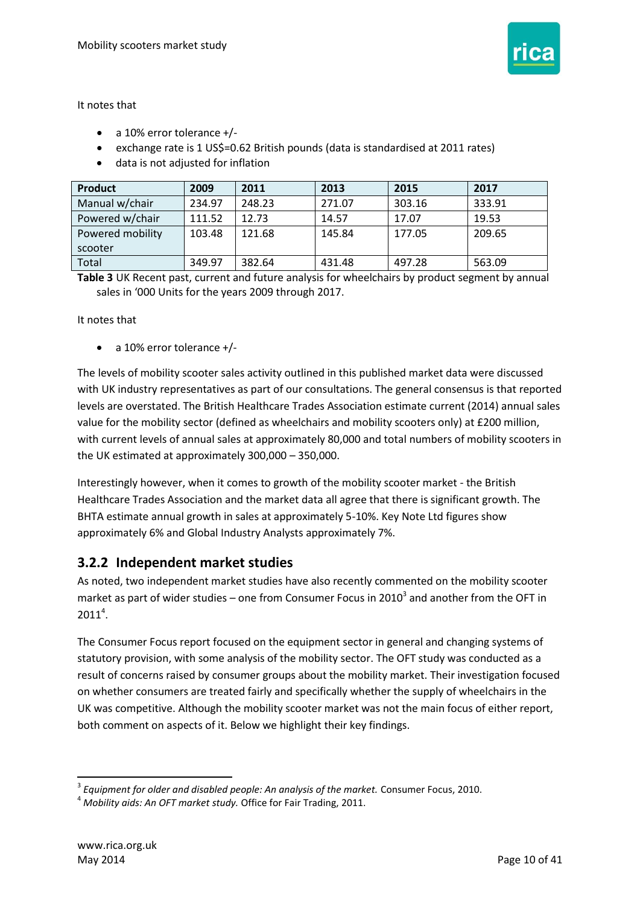It notes that

- a 10% error tolerance +/-
- exchange rate is 1 US$=0.62 British pounds (data is standardised at 2011 rates)
- data is not adjusted for inflation

| Product | 2009 | 2011 | 2013 | 2015 | 2017 |
|---|---|---|---|---|---|
| Manual w/chair | 234.97 | 248.23 | 271.07 | 303.16 | 333.91 |
| Powered w/chair | 111.52 | 12.73 | 14.57 | 17.07 | 19.53 |
| Powered mobility scooter | 103.48 | 121.68 | 145.84 | 177.05 | 209.65 |
| Total | 349.97 | 382.64 | 431.48 | 497.28 | 563.09 |

**Table 3** UK Recent past, current and future analysis for wheelchairs by product segment by annual sales in '000 Units for the years 2009 through 2017.

It notes that

- a 10% error tolerance +/-

The levels of mobility scooter sales activity outlined in this published market data were discussed with UK industry representatives as part of our consultations. The general consensus is that reported levels are overstated. The British Healthcare Trades Association estimate current (2014) annual sales value for the mobility sector (defined as wheelchairs and mobility scooters only) at £200 million, with current levels of annual sales at approximately 80,000 and total numbers of mobility scooters in the UK estimated at approximately 300,000 – 350,000.

Interestingly however, when it comes to growth of the mobility scooter market - the British Healthcare Trades Association and the market data all agree that there is significant growth. The BHTA estimate annual growth in sales at approximately 5-10%. Key Note Ltd figures show approximately 6% and Global Industry Analysts approximately 7%.

### 3.2.2 Independent market studies

As noted, two independent market studies have also recently commented on the mobility scooter market as part of wider studies – one from Consumer Focus in 2010[3] and another from the OFT in 2011[4].

The Consumer Focus report focused on the equipment sector in general and changing systems of statutory provision, with some analysis of the mobility sector. The OFT study was conducted as a result of concerns raised by consumer groups about the mobility market. Their investigation focused on whether consumers are treated fairly and specifically whether the supply of wheelchairs in the UK was competitive. Although the mobility scooter market was not the main focus of either report, both comment on aspects of it. Below we highlight their key findings.

---

[3] *Equipment for older and disabled people: An analysis of the market.* Consumer Focus, 2010.

[4] *Mobility aids: An OFT market study.* Office for Fair Trading, 2011.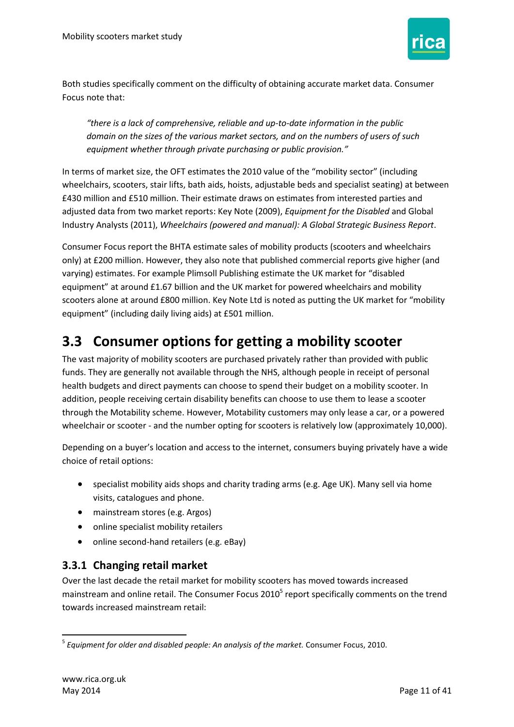Both studies specifically comment on the difficulty of obtaining accurate market data. Consumer Focus note that:

> *"there is a lack of comprehensive, reliable and up-to-date information in the public domain on the sizes of the various market sectors, and on the numbers of users of such equipment whether through private purchasing or public provision."*

In terms of market size, the OFT estimates the 2010 value of the "mobility sector" (including wheelchairs, scooters, stair lifts, bath aids, hoists, adjustable beds and specialist seating) at between £430 million and £510 million. Their estimate draws on estimates from interested parties and adjusted data from two market reports: Key Note (2009), *Equipment for the Disabled* and Global Industry Analysts (2011), *Wheelchairs (powered and manual): A Global Strategic Business Report*.

Consumer Focus report the BHTA estimate sales of mobility products (scooters and wheelchairs only) at £200 million. However, they also note that published commercial reports give higher (and varying) estimates. For example Plimsoll Publishing estimate the UK market for "disabled equipment" at around £1.67 billion and the UK market for powered wheelchairs and mobility scooters alone at around £800 million. Key Note Ltd is noted as putting the UK market for "mobility equipment" (including daily living aids) at £501 million.

## 3.3 Consumer options for getting a mobility scooter

The vast majority of mobility scooters are purchased privately rather than provided with public funds. They are generally not available through the NHS, although people in receipt of personal health budgets and direct payments can choose to spend their budget on a mobility scooter. In addition, people receiving certain disability benefits can choose to use them to lease a scooter through the Motability scheme. However, Motability customers may only lease a car, or a powered wheelchair or scooter - and the number opting for scooters is relatively low (approximately 10,000).

Depending on a buyer's location and access to the internet, consumers buying privately have a wide choice of retail options:

- specialist mobility aids shops and charity trading arms (e.g. Age UK). Many sell via home visits, catalogues and phone.
- mainstream stores (e.g. Argos)
- online specialist mobility retailers
- online second-hand retailers (e.g. eBay)

### 3.3.1 Changing retail market

Over the last decade the retail market for mobility scooters has moved towards increased mainstream and online retail. The Consumer Focus 2010[5] report specifically comments on the trend towards increased mainstream retail:

[5] *Equipment for older and disabled people: An analysis of the market.* Consumer Focus, 2010.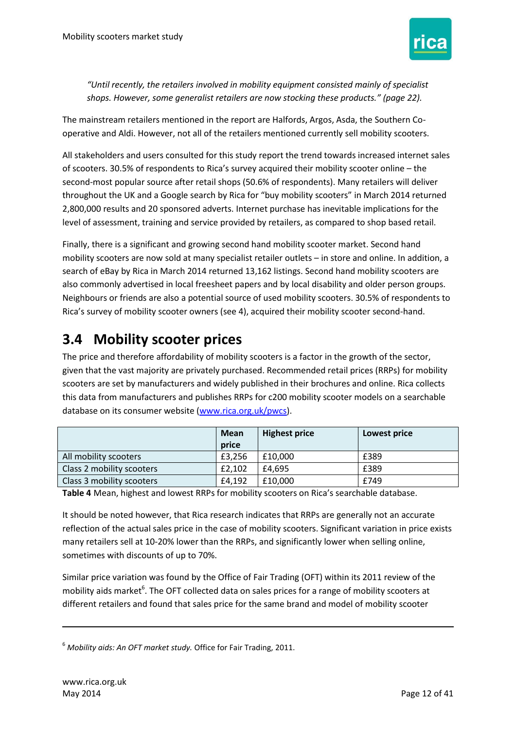*"Until recently, the retailers involved in mobility equipment consisted mainly of specialist shops. However, some generalist retailers are now stocking these products." (page 22).*

The mainstream retailers mentioned in the report are Halfords, Argos, Asda, the Southern Co-operative and Aldi. However, not all of the retailers mentioned currently sell mobility scooters.

All stakeholders and users consulted for this study report the trend towards increased internet sales of scooters. 30.5% of respondents to Rica's survey acquired their mobility scooter online – the second-most popular source after retail shops (50.6% of respondents). Many retailers will deliver throughout the UK and a Google search by Rica for "buy mobility scooters" in March 2014 returned 2,800,000 results and 20 sponsored adverts. Internet purchase has inevitable implications for the level of assessment, training and service provided by retailers, as compared to shop based retail.

Finally, there is a significant and growing second hand mobility scooter market. Second hand mobility scooters are now sold at many specialist retailer outlets – in store and online. In addition, a search of eBay by Rica in March 2014 returned 13,162 listings. Second hand mobility scooters are also commonly advertised in local freesheet papers and by local disability and older person groups. Neighbours or friends are also a potential source of used mobility scooters. 30.5% of respondents to Rica's survey of mobility scooter owners (see 4), acquired their mobility scooter second-hand.

## 3.4 Mobility scooter prices

The price and therefore affordability of mobility scooters is a factor in the growth of the sector, given that the vast majority are privately purchased. Recommended retail prices (RRPs) for mobility scooters are set by manufacturers and widely published in their brochures and online. Rica collects this data from manufacturers and publishes RRPs for c200 mobility scooter models on a searchable database on its consumer website (www.rica.org.uk/pwcs).

| | Mean price | Highest price | Lowest price |
|---|---|---|---|
| All mobility scooters | £3,256 | £10,000 | £389 |
| Class 2 mobility scooters | £2,102 | £4,695 | £389 |
| Class 3 mobility scooters | £4,192 | £10,000 | £749 |

**Table 4** Mean, highest and lowest RRPs for mobility scooters on Rica's searchable database.

It should be noted however, that Rica research indicates that RRPs are generally not an accurate reflection of the actual sales price in the case of mobility scooters. Significant variation in price exists many retailers sell at 10-20% lower than the RRPs, and significantly lower when selling online, sometimes with discounts of up to 70%.

Similar price variation was found by the Office of Fair Trading (OFT) within its 2011 review of the mobility aids market[6]. The OFT collected data on sales prices for a range of mobility scooters at different retailers and found that sales price for the same brand and model of mobility scooter

[6] *Mobility aids: An OFT market study.* Office for Fair Trading, 2011.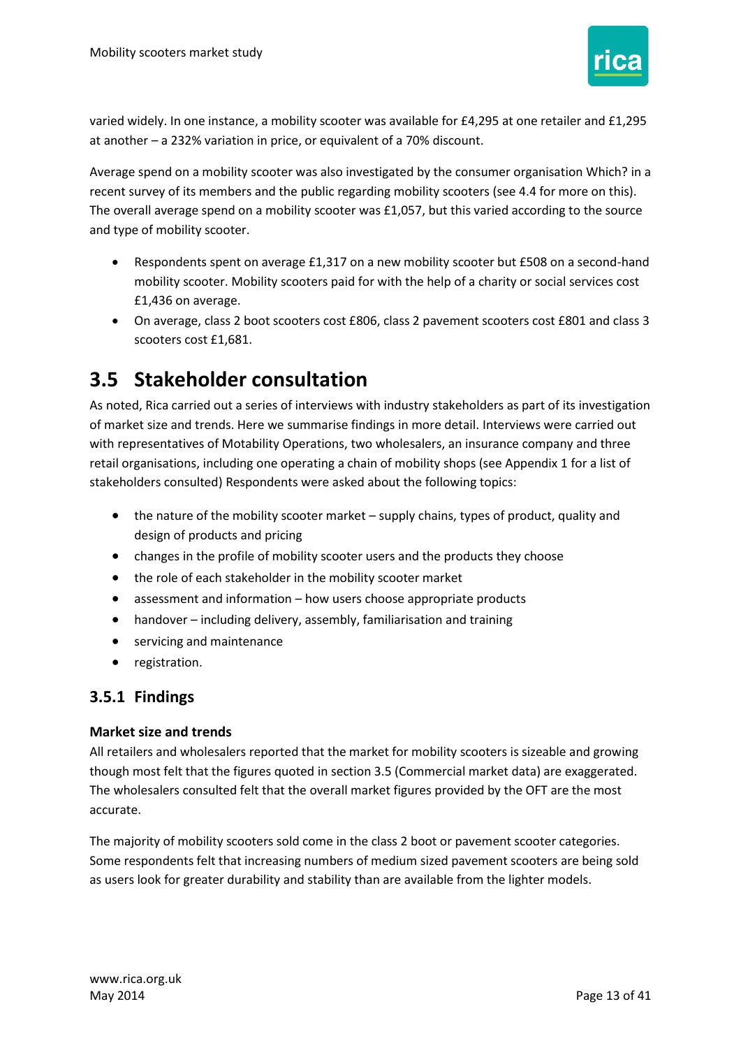varied widely. In one instance, a mobility scooter was available for £4,295 at one retailer and £1,295 at another – a 232% variation in price, or equivalent of a 70% discount.

Average spend on a mobility scooter was also investigated by the consumer organisation Which? in a recent survey of its members and the public regarding mobility scooters (see 4.4 for more on this). The overall average spend on a mobility scooter was £1,057, but this varied according to the source and type of mobility scooter.

- Respondents spent on average £1,317 on a new mobility scooter but £508 on a second-hand mobility scooter. Mobility scooters paid for with the help of a charity or social services cost £1,436 on average.
- On average, class 2 boot scooters cost £806, class 2 pavement scooters cost £801 and class 3 scooters cost £1,681.

## 3.5 Stakeholder consultation

As noted, Rica carried out a series of interviews with industry stakeholders as part of its investigation of market size and trends. Here we summarise findings in more detail. Interviews were carried out with representatives of Motability Operations, two wholesalers, an insurance company and three retail organisations, including one operating a chain of mobility shops (see Appendix 1 for a list of stakeholders consulted) Respondents were asked about the following topics:

- the nature of the mobility scooter market – supply chains, types of product, quality and design of products and pricing
- changes in the profile of mobility scooter users and the products they choose
- the role of each stakeholder in the mobility scooter market
- assessment and information – how users choose appropriate products
- handover – including delivery, assembly, familiarisation and training
- servicing and maintenance
- registration.

### 3.5.1 Findings

**Market size and trends**

All retailers and wholesalers reported that the market for mobility scooters is sizeable and growing though most felt that the figures quoted in section 3.5 (Commercial market data) are exaggerated. The wholesalers consulted felt that the overall market figures provided by the OFT are the most accurate.

The majority of mobility scooters sold come in the class 2 boot or pavement scooter categories. Some respondents felt that increasing numbers of medium sized pavement scooters are being sold as users look for greater durability and stability than are available from the lighter models.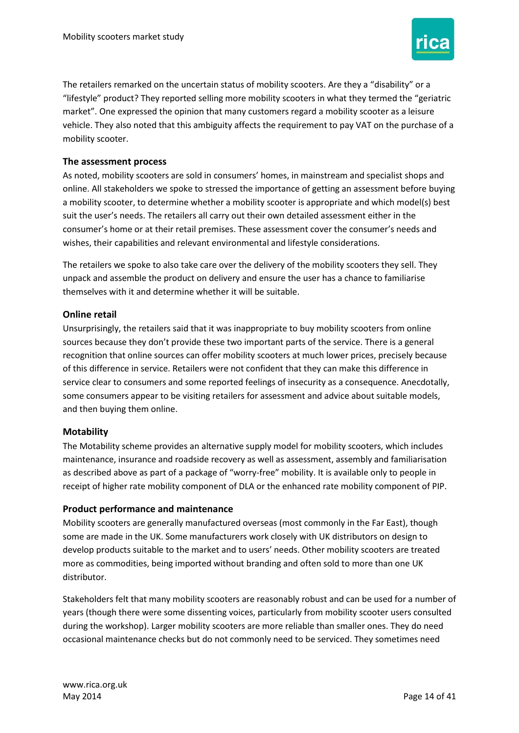The retailers remarked on the uncertain status of mobility scooters. Are they a "disability" or a "lifestyle" product? They reported selling more mobility scooters in what they termed the "geriatric market". One expressed the opinion that many customers regard a mobility scooter as a leisure vehicle. They also noted that this ambiguity affects the requirement to pay VAT on the purchase of a mobility scooter.

### The assessment process

As noted, mobility scooters are sold in consumers' homes, in mainstream and specialist shops and online. All stakeholders we spoke to stressed the importance of getting an assessment before buying a mobility scooter, to determine whether a mobility scooter is appropriate and which model(s) best suit the user's needs. The retailers all carry out their own detailed assessment either in the consumer's home or at their retail premises. These assessment cover the consumer's needs and wishes, their capabilities and relevant environmental and lifestyle considerations.

The retailers we spoke to also take care over the delivery of the mobility scooters they sell. They unpack and assemble the product on delivery and ensure the user has a chance to familiarise themselves with it and determine whether it will be suitable.

### Online retail

Unsurprisingly, the retailers said that it was inappropriate to buy mobility scooters from online sources because they don't provide these two important parts of the service. There is a general recognition that online sources can offer mobility scooters at much lower prices, precisely because of this difference in service. Retailers were not confident that they can make this difference in service clear to consumers and some reported feelings of insecurity as a consequence. Anecdotally, some consumers appear to be visiting retailers for assessment and advice about suitable models, and then buying them online.

### Motability

The Motability scheme provides an alternative supply model for mobility scooters, which includes maintenance, insurance and roadside recovery as well as assessment, assembly and familiarisation as described above as part of a package of "worry-free" mobility. It is available only to people in receipt of higher rate mobility component of DLA or the enhanced rate mobility component of PIP.

### Product performance and maintenance

Mobility scooters are generally manufactured overseas (most commonly in the Far East), though some are made in the UK. Some manufacturers work closely with UK distributors on design to develop products suitable to the market and to users' needs. Other mobility scooters are treated more as commodities, being imported without branding and often sold to more than one UK distributor.

Stakeholders felt that many mobility scooters are reasonably robust and can be used for a number of years (though there were some dissenting voices, particularly from mobility scooter users consulted during the workshop). Larger mobility scooters are more reliable than smaller ones. They do need occasional maintenance checks but do not commonly need to be serviced. They sometimes need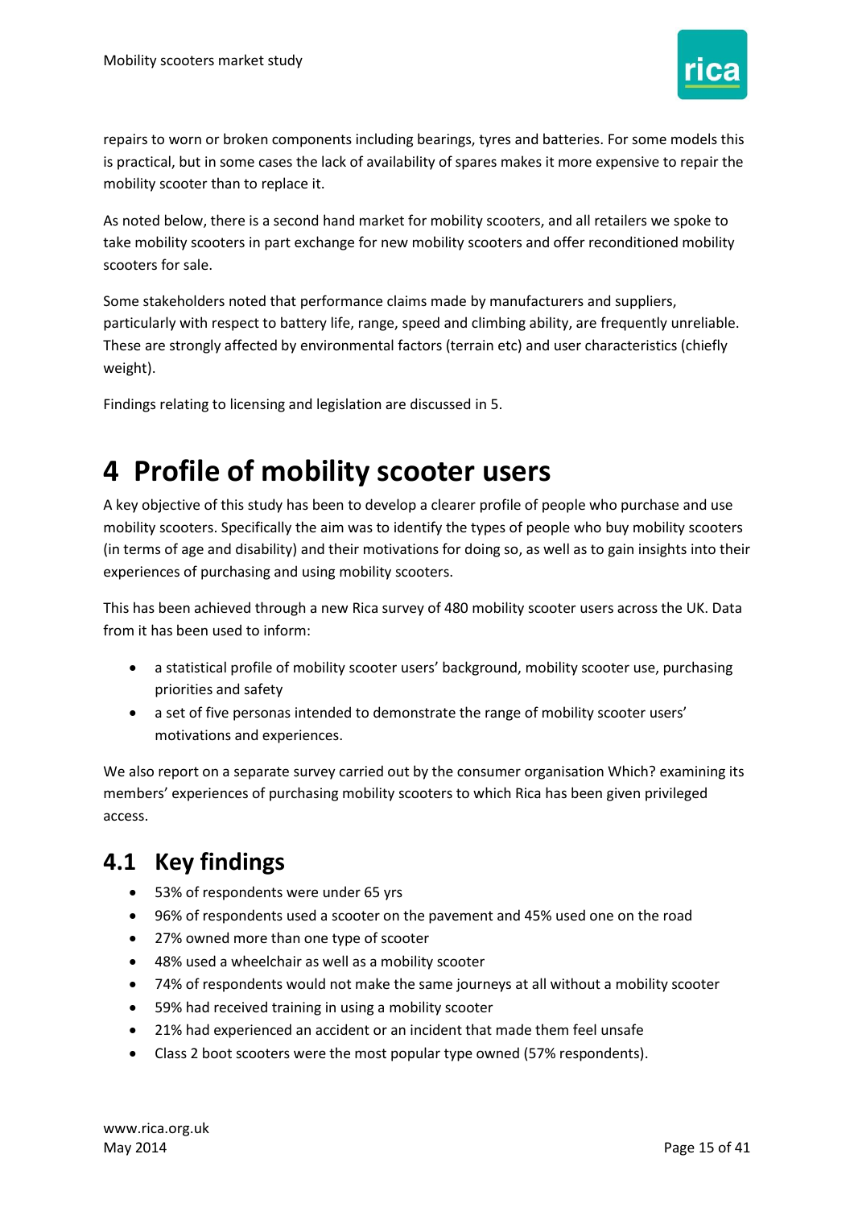repairs to worn or broken components including bearings, tyres and batteries. For some models this is practical, but in some cases the lack of availability of spares makes it more expensive to repair the mobility scooter than to replace it.

As noted below, there is a second hand market for mobility scooters, and all retailers we spoke to take mobility scooters in part exchange for new mobility scooters and offer reconditioned mobility scooters for sale.

Some stakeholders noted that performance claims made by manufacturers and suppliers, particularly with respect to battery life, range, speed and climbing ability, are frequently unreliable. These are strongly affected by environmental factors (terrain etc) and user characteristics (chiefly weight).

Findings relating to licensing and legislation are discussed in 5.

# 4 Profile of mobility scooter users

A key objective of this study has been to develop a clearer profile of people who purchase and use mobility scooters. Specifically the aim was to identify the types of people who buy mobility scooters (in terms of age and disability) and their motivations for doing so, as well as to gain insights into their experiences of purchasing and using mobility scooters.

This has been achieved through a new Rica survey of 480 mobility scooter users across the UK. Data from it has been used to inform:

- a statistical profile of mobility scooter users' background, mobility scooter use, purchasing priorities and safety
- a set of five personas intended to demonstrate the range of mobility scooter users' motivations and experiences.

We also report on a separate survey carried out by the consumer organisation Which? examining its members' experiences of purchasing mobility scooters to which Rica has been given privileged access.

## 4.1 Key findings

- 53% of respondents were under 65 yrs
- 96% of respondents used a scooter on the pavement and 45% used one on the road
- 27% owned more than one type of scooter
- 48% used a wheelchair as well as a mobility scooter
- 74% of respondents would not make the same journeys at all without a mobility scooter
- 59% had received training in using a mobility scooter
- 21% had experienced an accident or an incident that made them feel unsafe
- Class 2 boot scooters were the most popular type owned (57% respondents).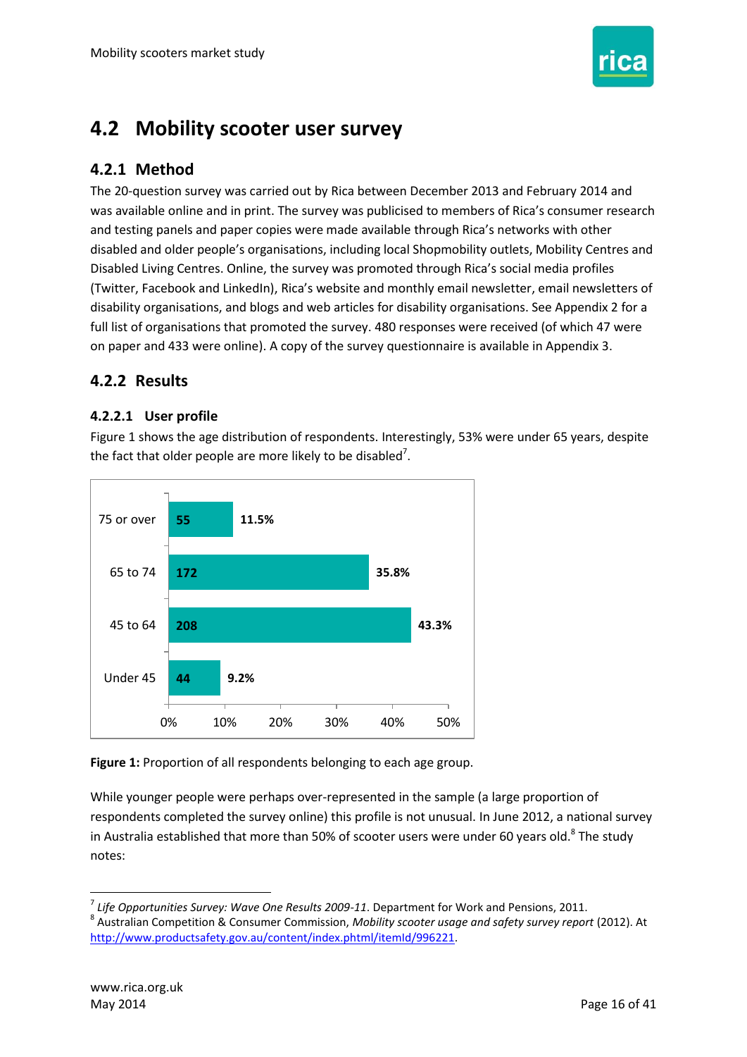## 4.2 Mobility scooter user survey

### 4.2.1 Method

The 20-question survey was carried out by Rica between December 2013 and February 2014 and was available online and in print. The survey was publicised to members of Rica's consumer research and testing panels and paper copies were made available through Rica's networks with other disabled and older people's organisations, including local Shopmobility outlets, Mobility Centres and Disabled Living Centres. Online, the survey was promoted through Rica's social media profiles (Twitter, Facebook and LinkedIn), Rica's website and monthly email newsletter, email newsletters of disability organisations, and blogs and web articles for disability organisations. See Appendix 2 for a full list of organisations that promoted the survey. 480 responses were received (of which 47 were on paper and 433 were online). A copy of the survey questionnaire is available in Appendix 3.

### 4.2.2 Results

#### 4.2.2.1 User profile

Figure 1 shows the age distribution of respondents. Interestingly, 53% were under 65 years, despite the fact that older people are more likely to be disabled[7].

| Age group | Respondents | Proportion |
|---|---|---|
| 75 or over | 55 | 11.5% |
| 65 to 74 | 172 | 35.8% |
| 45 to 64 | 208 | 43.3% |
| Under 45 | 44 | 9.2% |

**Figure 1:** Proportion of all respondents belonging to each age group.

While younger people were perhaps over-represented in the sample (a large proportion of respondents completed the survey online) this profile is not unusual. In June 2012, a national survey in Australia established that more than 50% of scooter users were under 60 years old.[8] The study notes:

---

[7] *Life Opportunities Survey: Wave One Results 2009-11*. Department for Work and Pensions, 2011.

[8] Australian Competition & Consumer Commission, *Mobility scooter usage and safety survey report* (2012). At http://www.productsafety.gov.au/content/index.phtml/itemId/996221.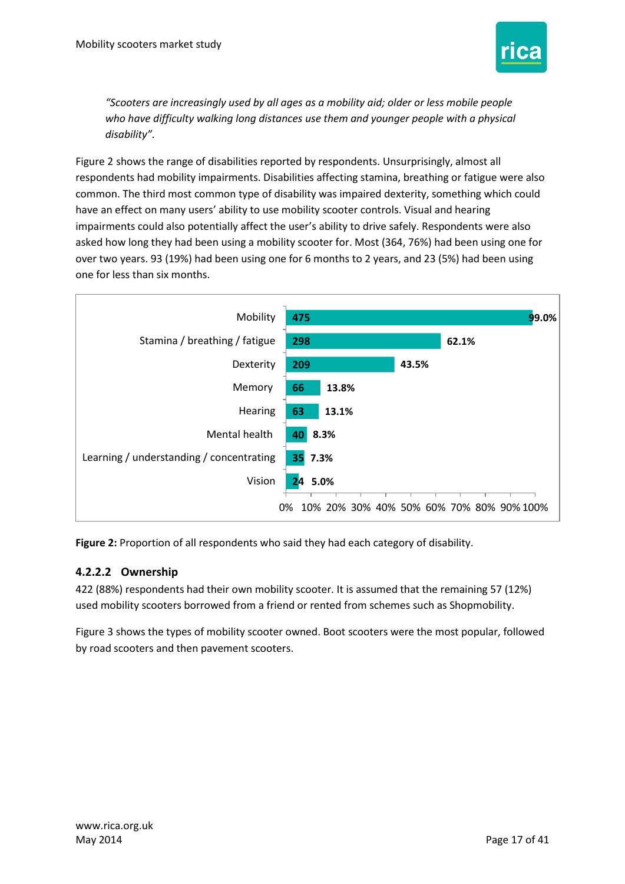*"Scooters are increasingly used by all ages as a mobility aid; older or less mobile people who have difficulty walking long distances use them and younger people with a physical disability".*

Figure 2 shows the range of disabilities reported by respondents. Unsurprisingly, almost all respondents had mobility impairments. Disabilities affecting stamina, breathing or fatigue were also common. The third most common type of disability was impaired dexterity, something which could have an effect on many users' ability to use mobility scooter controls. Visual and hearing impairments could also potentially affect the user's ability to drive safely. Respondents were also asked how long they had been using a mobility scooter for. Most (364, 76%) had been using one for over two years. 93 (19%) had been using one for 6 months to 2 years, and 23 (5%) had been using one for less than six months.

| Disability | Number | Percentage |
|---|---|---|
| Mobility | 475 | 99.0% |
| Stamina / breathing / fatigue | 298 | 62.1% |
| Dexterity | 209 | 43.5% |
| Memory | 66 | 13.8% |
| Hearing | 63 | 13.1% |
| Mental health | 40 | 8.3% |
| Learning / understanding / concentrating | 35 | 7.3% |
| Vision | 24 | 5.0% |

**Figure 2:** Proportion of all respondents who said they had each category of disability.

#### 4.2.2.2 Ownership

422 (88%) respondents had their own mobility scooter. It is assumed that the remaining 57 (12%) used mobility scooters borrowed from a friend or rented from schemes such as Shopmobility.

Figure 3 shows the types of mobility scooter owned. Boot scooters were the most popular, followed by road scooters and then pavement scooters.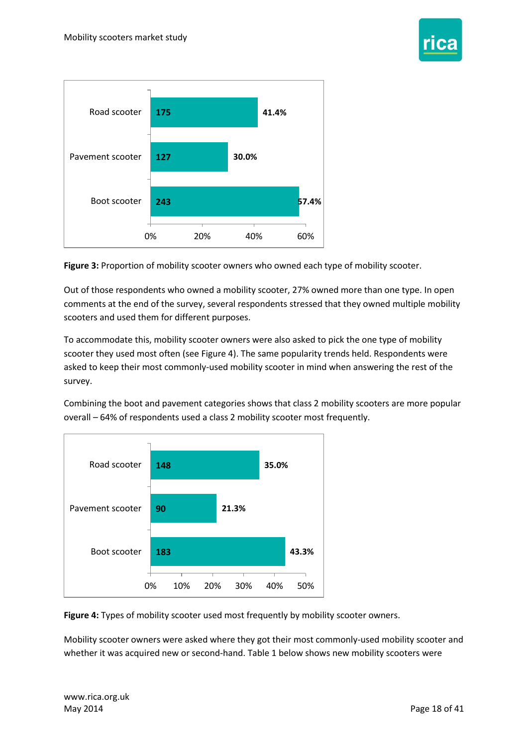| | Count | Percentage |
|---|---|---|
| Road scooter | 175 | 41.4% |
| Pavement scooter | 127 | 30.0% |
| Boot scooter | 243 | 57.4% |

**Figure 3:** Proportion of mobility scooter owners who owned each type of mobility scooter.

Out of those respondents who owned a mobility scooter, 27% owned more than one type. In open comments at the end of the survey, several respondents stressed that they owned multiple mobility scooters and used them for different purposes.

To accommodate this, mobility scooter owners were also asked to pick the one type of mobility scooter they used most often (see Figure 4). The same popularity trends held. Respondents were asked to keep their most commonly-used mobility scooter in mind when answering the rest of the survey.

Combining the boot and pavement categories shows that class 2 mobility scooters are more popular overall – 64% of respondents used a class 2 mobility scooter most frequently.

| | Count | Percentage |
|---|---|---|
| Road scooter | 148 | 35.0% |
| Pavement scooter | 90 | 21.3% |
| Boot scooter | 183 | 43.3% |

**Figure 4:** Types of mobility scooter used most frequently by mobility scooter owners.

Mobility scooter owners were asked where they got their most commonly-used mobility scooter and whether it was acquired new or second-hand. Table 1 below shows new mobility scooters were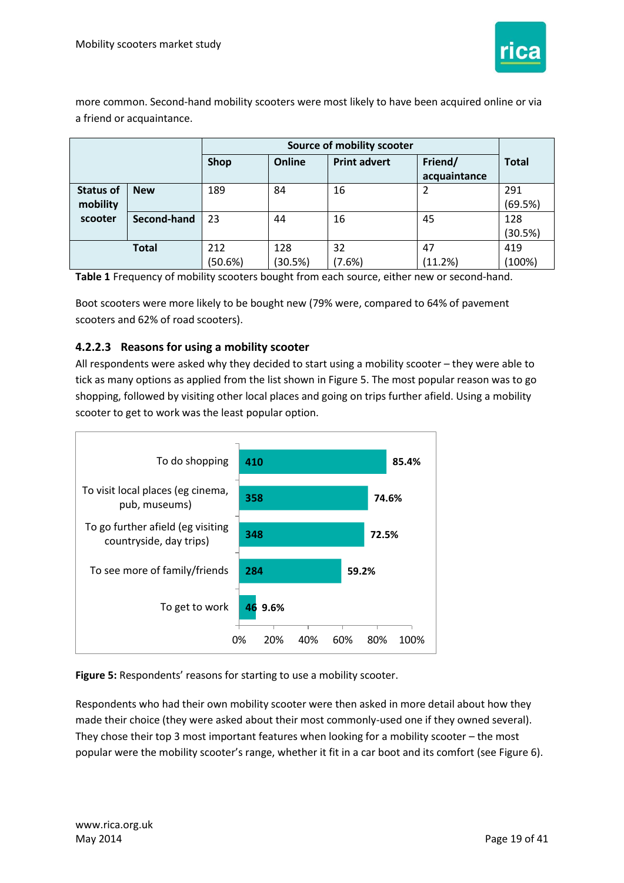more common. Second-hand mobility scooters were most likely to have been acquired online or via a friend or acquaintance.

| | | Source of mobility scooter | | | | Total |
|---|---|---|---|---|---|---|
| | | Shop | Online | Print advert | Friend/ acquaintance | |
| Status of mobility scooter | New | 189 | 84 | 16 | 2 | 291 (69.5%) |
| | Second-hand | 23 | 44 | 16 | 45 | 128 (30.5%) |
| Total | | 212 (50.6%) | 128 (30.5%) | 32 (7.6%) | 47 (11.2%) | 419 (100%) |

**Table 1** Frequency of mobility scooters bought from each source, either new or second-hand.

Boot scooters were more likely to be bought new (79% were, compared to 64% of pavement scooters and 62% of road scooters).

#### 4.2.2.3 Reasons for using a mobility scooter

All respondents were asked why they decided to start using a mobility scooter – they were able to tick as many options as applied from the list shown in Figure 5. The most popular reason was to go shopping, followed by visiting other local places and going on trips further afield. Using a mobility scooter to get to work was the least popular option.

| Reason | Number | Percentage |
|---|---|---|
| To do shopping | 410 | 85.4% |
| To visit local places (eg cinema, pub, museums) | 358 | 74.6% |
| To go further afield (eg visiting countryside, day trips) | 348 | 72.5% |
| To see more of family/friends | 284 | 59.2% |
| To get to work | 46 | 9.6% |

**Figure 5:** Respondents' reasons for starting to use a mobility scooter.

Respondents who had their own mobility scooter were then asked in more detail about how they made their choice (they were asked about their most commonly-used one if they owned several). They chose their top 3 most important features when looking for a mobility scooter – the most popular were the mobility scooter's range, whether it fit in a car boot and its comfort (see Figure 6).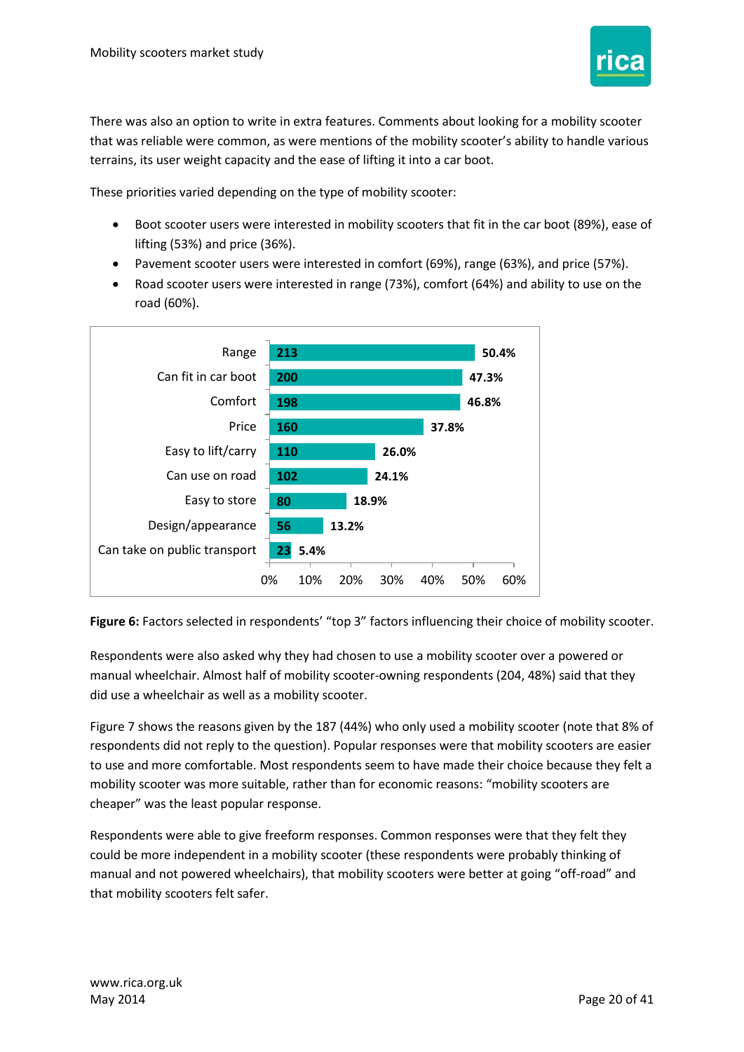There was also an option to write in extra features. Comments about looking for a mobility scooter that was reliable were common, as were mentions of the mobility scooter's ability to handle various terrains, its user weight capacity and the ease of lifting it into a car boot.

These priorities varied depending on the type of mobility scooter:

- Boot scooter users were interested in mobility scooters that fit in the car boot (89%), ease of lifting (53%) and price (36%).
- Pavement scooter users were interested in comfort (69%), range (63%), and price (57%).
- Road scooter users were interested in range (73%), comfort (64%) and ability to use on the road (60%).

| Factor | Count | Percentage |
|---|---|---|
| Range | 213 | 50.4% |
| Can fit in car boot | 200 | 47.3% |
| Comfort | 198 | 46.8% |
| Price | 160 | 37.8% |
| Easy to lift/carry | 110 | 26.0% |
| Can use on road | 102 | 24.1% |
| Easy to store | 80 | 18.9% |
| Design/appearance | 56 | 13.2% |
| Can take on public transport | 23 | 5.4% |

**Figure 6:** Factors selected in respondents' "top 3" factors influencing their choice of mobility scooter.

Respondents were also asked why they had chosen to use a mobility scooter over a powered or manual wheelchair. Almost half of mobility scooter-owning respondents (204, 48%) said that they did use a wheelchair as well as a mobility scooter.

Figure 7 shows the reasons given by the 187 (44%) who only used a mobility scooter (note that 8% of respondents did not reply to the question). Popular responses were that mobility scooters are easier to use and more comfortable. Most respondents seem to have made their choice because they felt a mobility scooter was more suitable, rather than for economic reasons: "mobility scooters are cheaper" was the least popular response.

Respondents were able to give freeform responses. Common responses were that they felt they could be more independent in a mobility scooter (these respondents were probably thinking of manual and not powered wheelchairs), that mobility scooters were better at going "off-road" and that mobility scooters felt safer.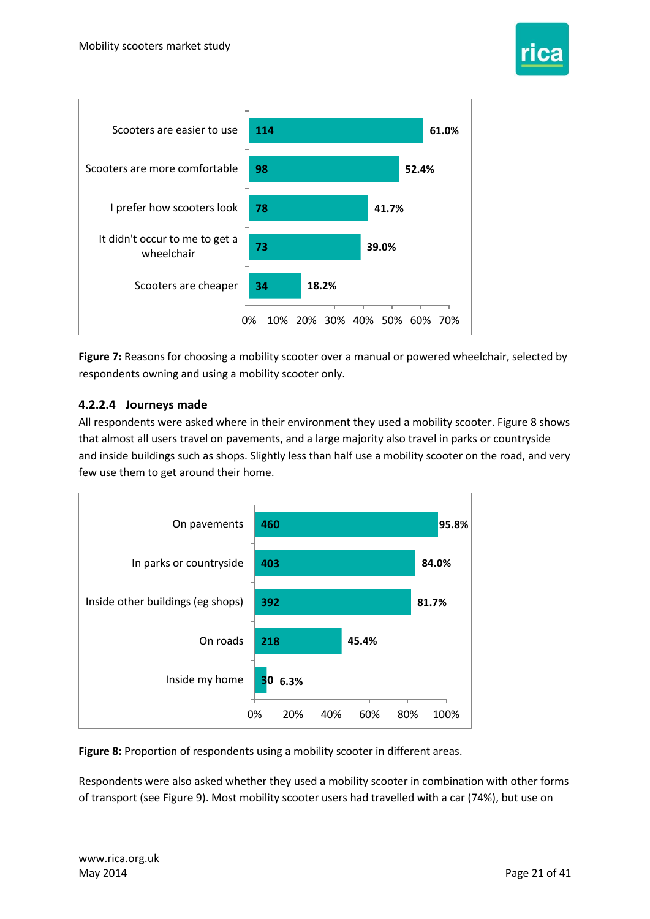| Reason | Count | Percentage |
|---|---|---|
| Scooters are easier to use | 114 | 61.0% |
| Scooters are more comfortable | 98 | 52.4% |
| I prefer how scooters look | 78 | 41.7% |
| It didn't occur to me to get a wheelchair | 73 | 39.0% |
| Scooters are cheaper | 34 | 18.2% |

**Figure 7:** Reasons for choosing a mobility scooter over a manual or powered wheelchair, selected by respondents owning and using a mobility scooter only.

#### 4.2.2.4 Journeys made

All respondents were asked where in their environment they used a mobility scooter. Figure 8 shows that almost all users travel on pavements, and a large majority also travel in parks or countryside and inside buildings such as shops. Slightly less than half use a mobility scooter on the road, and very few use them to get around their home.

| Area | Count | Percentage |
|---|---|---|
| On pavements | 460 | 95.8% |
| In parks or countryside | 403 | 84.0% |
| Inside other buildings (eg shops) | 392 | 81.7% |
| On roads | 218 | 45.4% |
| Inside my home | 30 | 6.3% |

**Figure 8:** Proportion of respondents using a mobility scooter in different areas.

Respondents were also asked whether they used a mobility scooter in combination with other forms of transport (see Figure 9). Most mobility scooter users had travelled with a car (74%), but use on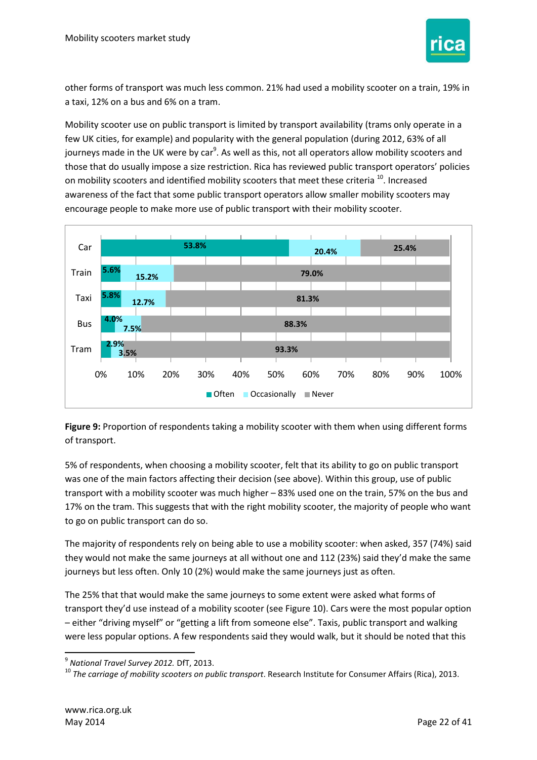other forms of transport was much less common. 21% had used a mobility scooter on a train, 19% in a taxi, 12% on a bus and 6% on a tram.

Mobility scooter use on public transport is limited by transport availability (trams only operate in a few UK cities, for example) and popularity with the general population (during 2012, 63% of all journeys made in the UK were by car[9]. As well as this, not all operators allow mobility scooters and those that do usually impose a size restriction. Rica has reviewed public transport operators' policies on mobility scooters and identified mobility scooters that meet these criteria [10]. Increased awareness of the fact that some public transport operators allow smaller mobility scooters may encourage people to make more use of public transport with their mobility scooter.

| | Often | Occasionally | Never |
|---|---|---|---|
| Car | 53.8% | 20.4% | 25.4% |
| Train | 5.6% | 15.2% | 79.0% |
| Taxi | 5.8% | 12.7% | 81.3% |
| Bus | 4.0% | 7.5% | 88.3% |
| Tram | 2.9% | 3.5% | 93.3% |

**Figure 9:** Proportion of respondents taking a mobility scooter with them when using different forms of transport.

5% of respondents, when choosing a mobility scooter, felt that its ability to go on public transport was one of the main factors affecting their decision (see above). Within this group, use of public transport with a mobility scooter was much higher – 83% used one on the train, 57% on the bus and 17% on the tram. This suggests that with the right mobility scooter, the majority of people who want to go on public transport can do so.

The majority of respondents rely on being able to use a mobility scooter: when asked, 357 (74%) said they would not make the same journeys at all without one and 112 (23%) said they'd make the same journeys but less often. Only 10 (2%) would make the same journeys just as often.

The 25% that that would make the same journeys to some extent were asked what forms of transport they'd use instead of a mobility scooter (see Figure 10). Cars were the most popular option – either "driving myself" or "getting a lift from someone else". Taxis, public transport and walking were less popular options. A few respondents said they would walk, but it should be noted that this

---

[9] *National Travel Survey 2012.* DfT, 2013.

[10] *The carriage of mobility scooters on public transport*. Research Institute for Consumer Affairs (Rica), 2013.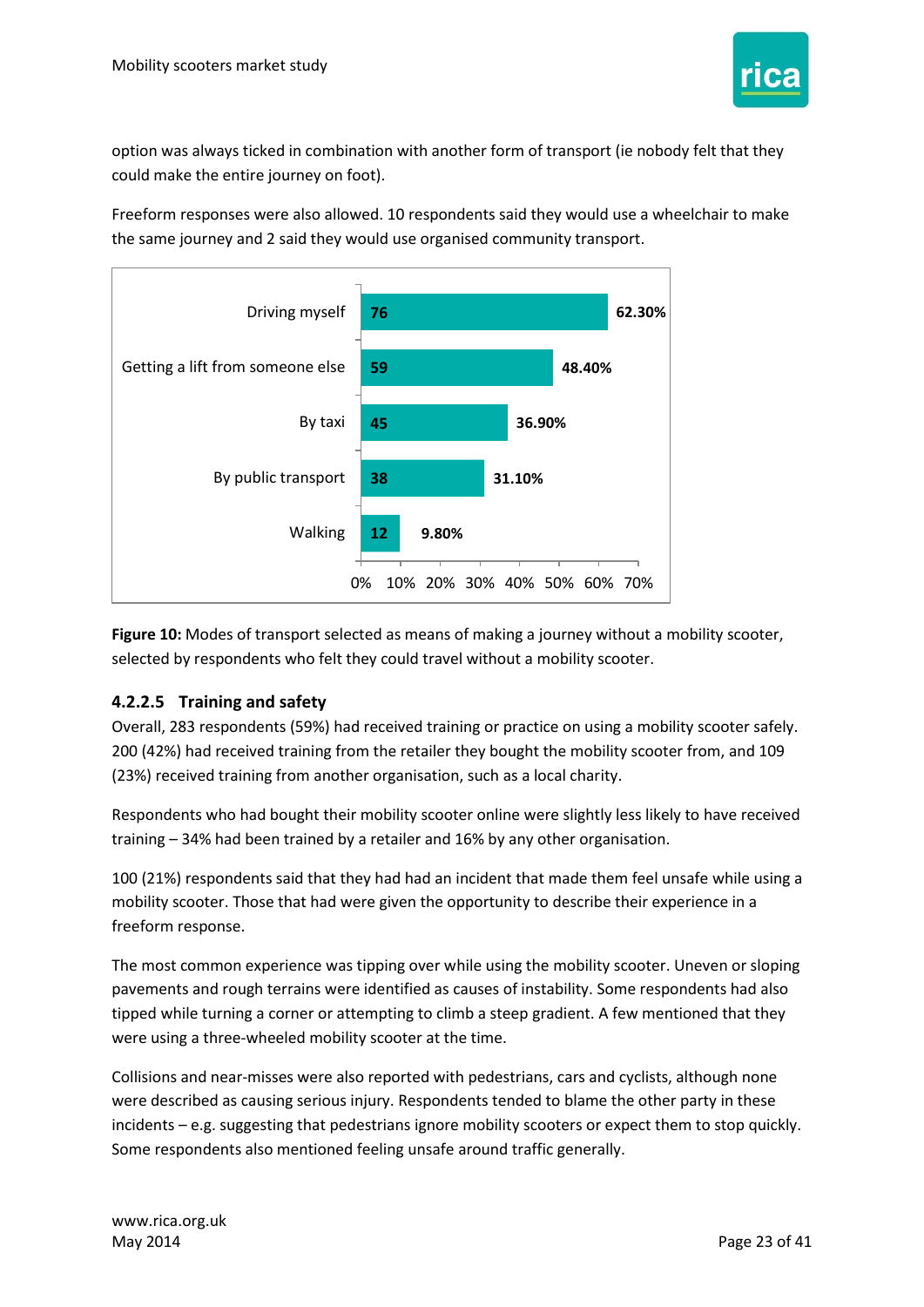option was always ticked in combination with another form of transport (ie nobody felt that they could make the entire journey on foot).

Freeform responses were also allowed. 10 respondents said they would use a wheelchair to make the same journey and 2 said they would use organised community transport.

| Mode of transport | Respondents | Percentage |
|---|---|---|
| Driving myself | 76 | 62.30% |
| Getting a lift from someone else | 59 | 48.40% |
| By taxi | 45 | 36.90% |
| By public transport | 38 | 31.10% |
| Walking | 12 | 9.80% |

**Figure 10:** Modes of transport selected as means of making a journey without a mobility scooter, selected by respondents who felt they could travel without a mobility scooter.

#### 4.2.2.5 Training and safety

Overall, 283 respondents (59%) had received training or practice on using a mobility scooter safely. 200 (42%) had received training from the retailer they bought the mobility scooter from, and 109 (23%) received training from another organisation, such as a local charity.

Respondents who had bought their mobility scooter online were slightly less likely to have received training – 34% had been trained by a retailer and 16% by any other organisation.

100 (21%) respondents said that they had had an incident that made them feel unsafe while using a mobility scooter. Those that had were given the opportunity to describe their experience in a freeform response.

The most common experience was tipping over while using the mobility scooter. Uneven or sloping pavements and rough terrains were identified as causes of instability. Some respondents had also tipped while turning a corner or attempting to climb a steep gradient. A few mentioned that they were using a three-wheeled mobility scooter at the time.

Collisions and near-misses were also reported with pedestrians, cars and cyclists, although none were described as causing serious injury. Respondents tended to blame the other party in these incidents – e.g. suggesting that pedestrians ignore mobility scooters or expect them to stop quickly. Some respondents also mentioned feeling unsafe around traffic generally.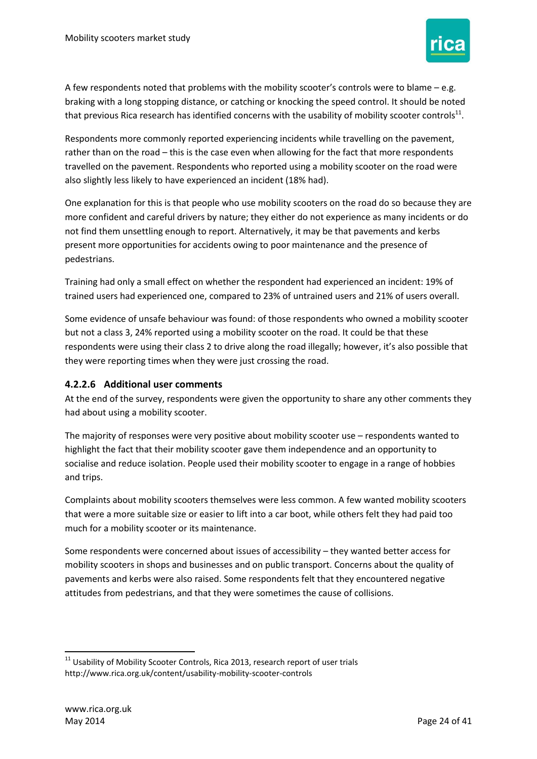A few respondents noted that problems with the mobility scooter's controls were to blame – e.g. braking with a long stopping distance, or catching or knocking the speed control. It should be noted that previous Rica research has identified concerns with the usability of mobility scooter controls[11].

Respondents more commonly reported experiencing incidents while travelling on the pavement, rather than on the road – this is the case even when allowing for the fact that more respondents travelled on the pavement. Respondents who reported using a mobility scooter on the road were also slightly less likely to have experienced an incident (18% had).

One explanation for this is that people who use mobility scooters on the road do so because they are more confident and careful drivers by nature; they either do not experience as many incidents or do not find them unsettling enough to report. Alternatively, it may be that pavements and kerbs present more opportunities for accidents owing to poor maintenance and the presence of pedestrians.

Training had only a small effect on whether the respondent had experienced an incident: 19% of trained users had experienced one, compared to 23% of untrained users and 21% of users overall.

Some evidence of unsafe behaviour was found: of those respondents who owned a mobility scooter but not a class 3, 24% reported using a mobility scooter on the road. It could be that these respondents were using their class 2 to drive along the road illegally; however, it's also possible that they were reporting times when they were just crossing the road.

#### 4.2.2.6 Additional user comments

At the end of the survey, respondents were given the opportunity to share any other comments they had about using a mobility scooter.

The majority of responses were very positive about mobility scooter use – respondents wanted to highlight the fact that their mobility scooter gave them independence and an opportunity to socialise and reduce isolation. People used their mobility scooter to engage in a range of hobbies and trips.

Complaints about mobility scooters themselves were less common. A few wanted mobility scooters that were a more suitable size or easier to lift into a car boot, while others felt they had paid too much for a mobility scooter or its maintenance.

Some respondents were concerned about issues of accessibility – they wanted better access for mobility scooters in shops and businesses and on public transport. Concerns about the quality of pavements and kerbs were also raised. Some respondents felt that they encountered negative attitudes from pedestrians, and that they were sometimes the cause of collisions.

---

[11] Usability of Mobility Scooter Controls, Rica 2013, research report of user trials http://www.rica.org.uk/content/usability-mobility-scooter-controls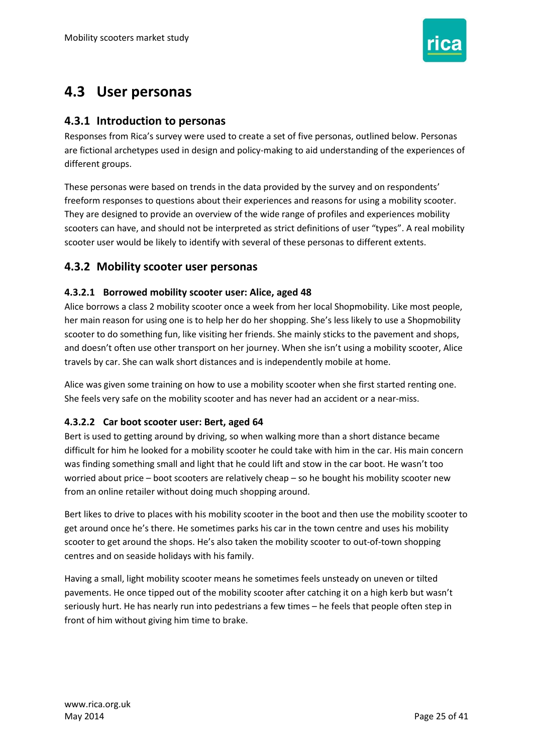## 4.3 User personas

### 4.3.1 Introduction to personas

Responses from Rica's survey were used to create a set of five personas, outlined below. Personas are fictional archetypes used in design and policy-making to aid understanding of the experiences of different groups.

These personas were based on trends in the data provided by the survey and on respondents' freeform responses to questions about their experiences and reasons for using a mobility scooter. They are designed to provide an overview of the wide range of profiles and experiences mobility scooters can have, and should not be interpreted as strict definitions of user "types". A real mobility scooter user would be likely to identify with several of these personas to different extents.

### 4.3.2 Mobility scooter user personas

#### 4.3.2.1 Borrowed mobility scooter user: Alice, aged 48

Alice borrows a class 2 mobility scooter once a week from her local Shopmobility. Like most people, her main reason for using one is to help her do her shopping. She's less likely to use a Shopmobility scooter to do something fun, like visiting her friends. She mainly sticks to the pavement and shops, and doesn't often use other transport on her journey. When she isn't using a mobility scooter, Alice travels by car. She can walk short distances and is independently mobile at home.

Alice was given some training on how to use a mobility scooter when she first started renting one. She feels very safe on the mobility scooter and has never had an accident or a near-miss.

#### 4.3.2.2 Car boot scooter user: Bert, aged 64

Bert is used to getting around by driving, so when walking more than a short distance became difficult for him he looked for a mobility scooter he could take with him in the car. His main concern was finding something small and light that he could lift and stow in the car boot. He wasn't too worried about price – boot scooters are relatively cheap – so he bought his mobility scooter new from an online retailer without doing much shopping around.

Bert likes to drive to places with his mobility scooter in the boot and then use the mobility scooter to get around once he's there. He sometimes parks his car in the town centre and uses his mobility scooter to get around the shops. He's also taken the mobility scooter to out-of-town shopping centres and on seaside holidays with his family.

Having a small, light mobility scooter means he sometimes feels unsteady on uneven or tilted pavements. He once tipped out of the mobility scooter after catching it on a high kerb but wasn't seriously hurt. He has nearly run into pedestrians a few times – he feels that people often step in front of him without giving him time to brake.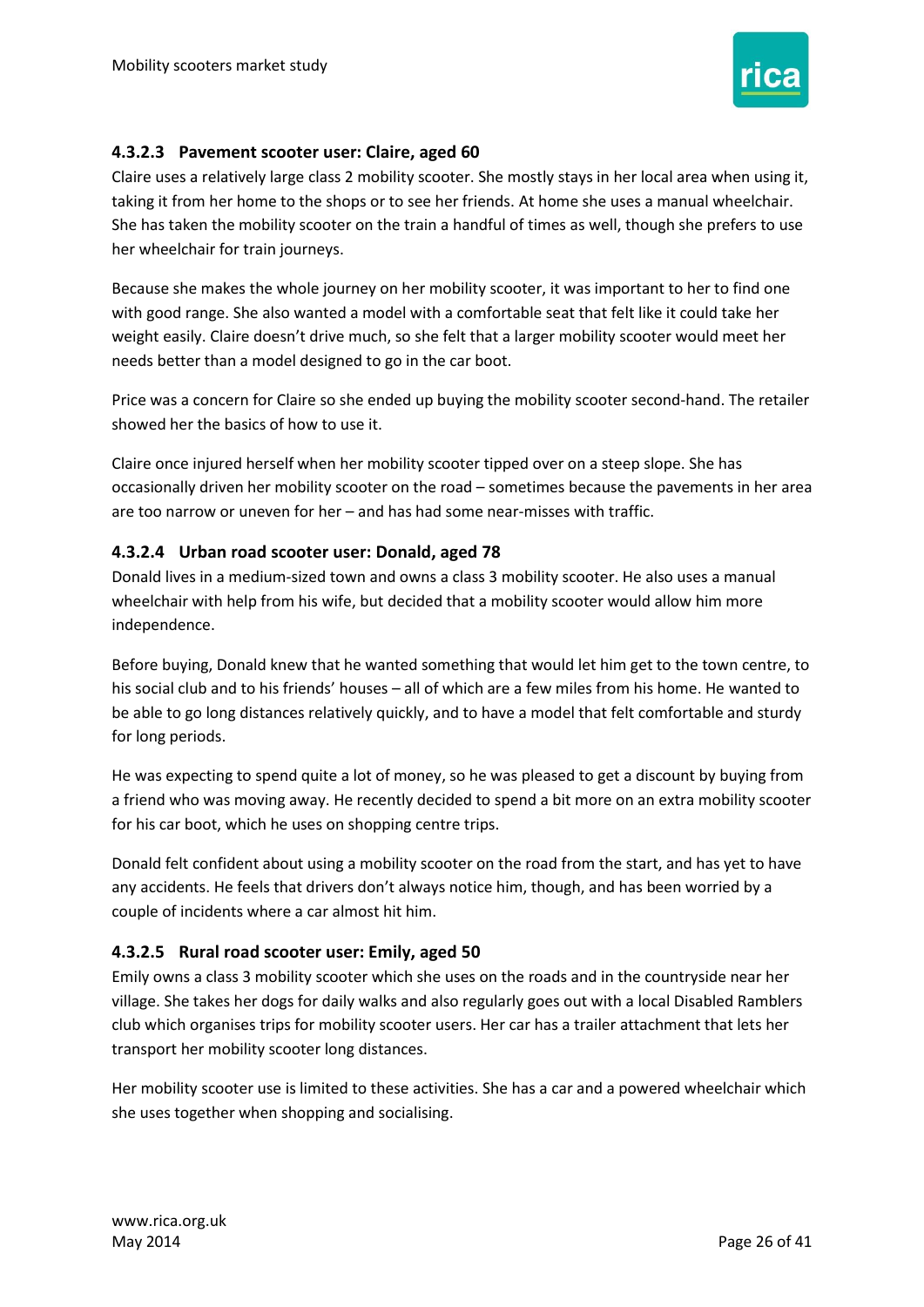#### 4.3.2.3 Pavement scooter user: Claire, aged 60

Claire uses a relatively large class 2 mobility scooter. She mostly stays in her local area when using it, taking it from her home to the shops or to see her friends. At home she uses a manual wheelchair. She has taken the mobility scooter on the train a handful of times as well, though she prefers to use her wheelchair for train journeys.

Because she makes the whole journey on her mobility scooter, it was important to her to find one with good range. She also wanted a model with a comfortable seat that felt like it could take her weight easily. Claire doesn't drive much, so she felt that a larger mobility scooter would meet her needs better than a model designed to go in the car boot.

Price was a concern for Claire so she ended up buying the mobility scooter second-hand. The retailer showed her the basics of how to use it.

Claire once injured herself when her mobility scooter tipped over on a steep slope. She has occasionally driven her mobility scooter on the road – sometimes because the pavements in her area are too narrow or uneven for her – and has had some near-misses with traffic.

#### 4.3.2.4 Urban road scooter user: Donald, aged 78

Donald lives in a medium-sized town and owns a class 3 mobility scooter. He also uses a manual wheelchair with help from his wife, but decided that a mobility scooter would allow him more independence.

Before buying, Donald knew that he wanted something that would let him get to the town centre, to his social club and to his friends' houses – all of which are a few miles from his home. He wanted to be able to go long distances relatively quickly, and to have a model that felt comfortable and sturdy for long periods.

He was expecting to spend quite a lot of money, so he was pleased to get a discount by buying from a friend who was moving away. He recently decided to spend a bit more on an extra mobility scooter for his car boot, which he uses on shopping centre trips.

Donald felt confident about using a mobility scooter on the road from the start, and has yet to have any accidents. He feels that drivers don't always notice him, though, and has been worried by a couple of incidents where a car almost hit him.

#### 4.3.2.5 Rural road scooter user: Emily, aged 50

Emily owns a class 3 mobility scooter which she uses on the roads and in the countryside near her village. She takes her dogs for daily walks and also regularly goes out with a local Disabled Ramblers club which organises trips for mobility scooter users. Her car has a trailer attachment that lets her transport her mobility scooter long distances.

Her mobility scooter use is limited to these activities. She has a car and a powered wheelchair which she uses together when shopping and socialising.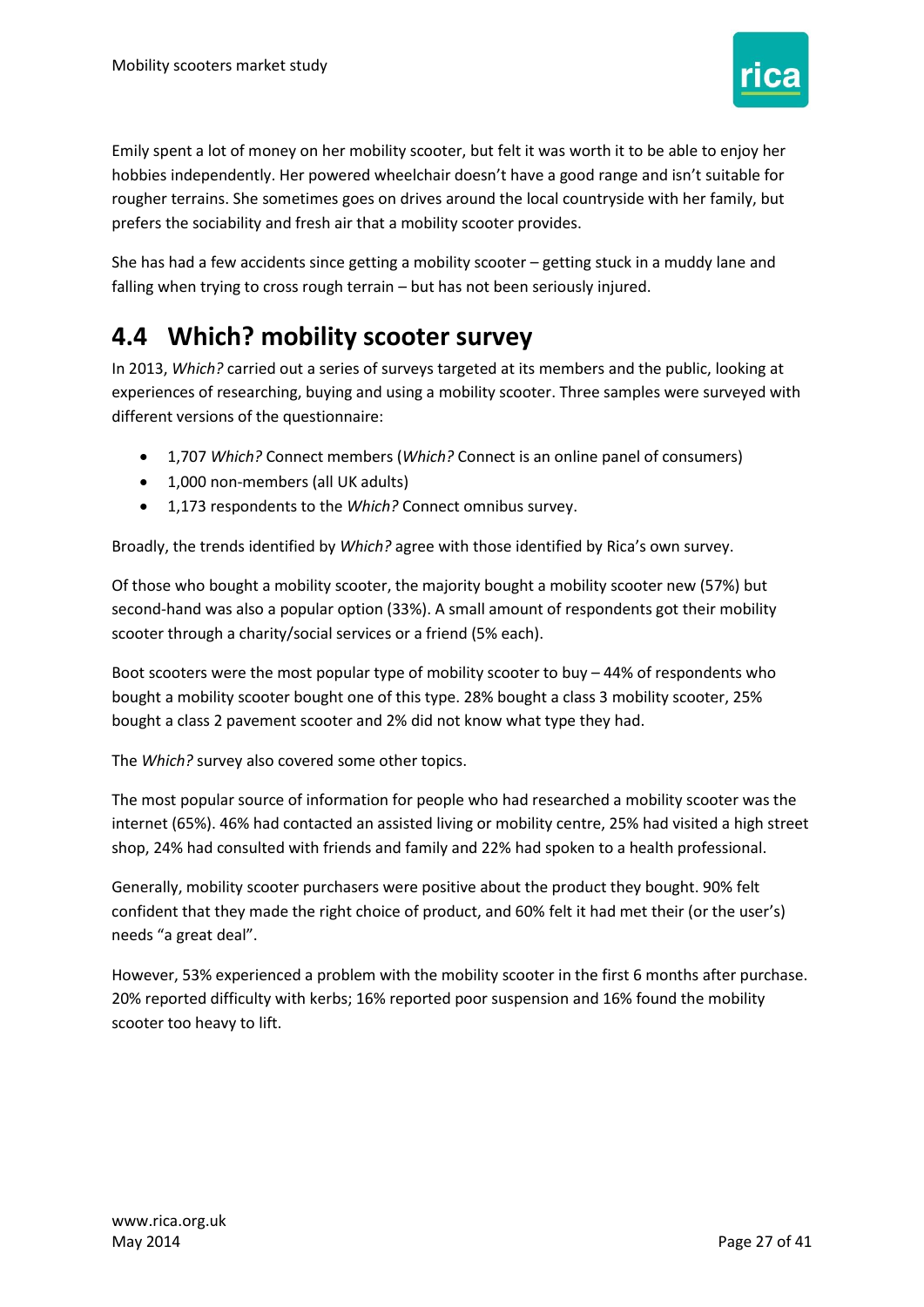Emily spent a lot of money on her mobility scooter, but felt it was worth it to be able to enjoy her hobbies independently. Her powered wheelchair doesn't have a good range and isn't suitable for rougher terrains. She sometimes goes on drives around the local countryside with her family, but prefers the sociability and fresh air that a mobility scooter provides.

She has had a few accidents since getting a mobility scooter – getting stuck in a muddy lane and falling when trying to cross rough terrain – but has not been seriously injured.

## 4.4 Which? mobility scooter survey

In 2013, *Which?* carried out a series of surveys targeted at its members and the public, looking at experiences of researching, buying and using a mobility scooter. Three samples were surveyed with different versions of the questionnaire:

- 1,707 *Which?* Connect members (*Which?* Connect is an online panel of consumers)
- 1,000 non-members (all UK adults)
- 1,173 respondents to the *Which?* Connect omnibus survey.

Broadly, the trends identified by *Which?* agree with those identified by Rica's own survey.

Of those who bought a mobility scooter, the majority bought a mobility scooter new (57%) but second-hand was also a popular option (33%). A small amount of respondents got their mobility scooter through a charity/social services or a friend (5% each).

Boot scooters were the most popular type of mobility scooter to buy – 44% of respondents who bought a mobility scooter bought one of this type. 28% bought a class 3 mobility scooter, 25% bought a class 2 pavement scooter and 2% did not know what type they had.

The *Which?* survey also covered some other topics.

The most popular source of information for people who had researched a mobility scooter was the internet (65%). 46% had contacted an assisted living or mobility centre, 25% had visited a high street shop, 24% had consulted with friends and family and 22% had spoken to a health professional.

Generally, mobility scooter purchasers were positive about the product they bought. 90% felt confident that they made the right choice of product, and 60% felt it had met their (or the user's) needs "a great deal".

However, 53% experienced a problem with the mobility scooter in the first 6 months after purchase. 20% reported difficulty with kerbs; 16% reported poor suspension and 16% found the mobility scooter too heavy to lift.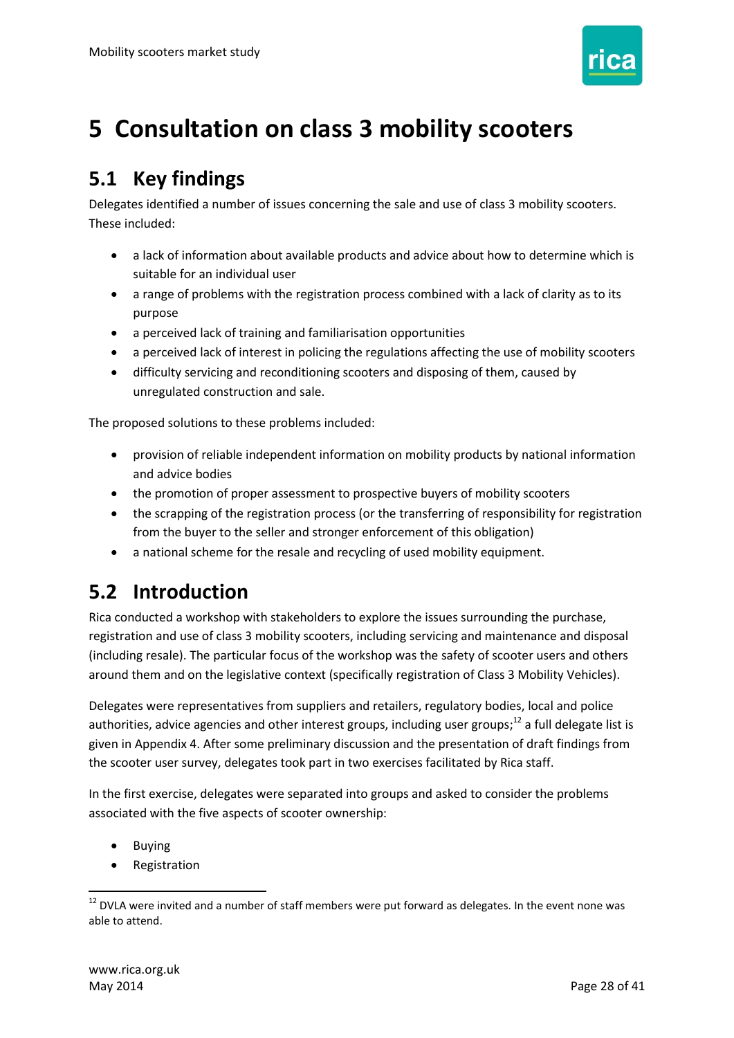# 5 Consultation on class 3 mobility scooters

## 5.1 Key findings

Delegates identified a number of issues concerning the sale and use of class 3 mobility scooters. These included:

- a lack of information about available products and advice about how to determine which is suitable for an individual user
- a range of problems with the registration process combined with a lack of clarity as to its purpose
- a perceived lack of training and familiarisation opportunities
- a perceived lack of interest in policing the regulations affecting the use of mobility scooters
- difficulty servicing and reconditioning scooters and disposing of them, caused by unregulated construction and sale.

The proposed solutions to these problems included:

- provision of reliable independent information on mobility products by national information and advice bodies
- the promotion of proper assessment to prospective buyers of mobility scooters
- the scrapping of the registration process (or the transferring of responsibility for registration from the buyer to the seller and stronger enforcement of this obligation)
- a national scheme for the resale and recycling of used mobility equipment.

## 5.2 Introduction

Rica conducted a workshop with stakeholders to explore the issues surrounding the purchase, registration and use of class 3 mobility scooters, including servicing and maintenance and disposal (including resale). The particular focus of the workshop was the safety of scooter users and others around them and on the legislative context (specifically registration of Class 3 Mobility Vehicles).

Delegates were representatives from suppliers and retailers, regulatory bodies, local and police authorities, advice agencies and other interest groups, including user groups;[12] a full delegate list is given in Appendix 4. After some preliminary discussion and the presentation of draft findings from the scooter user survey, delegates took part in two exercises facilitated by Rica staff.

In the first exercise, delegates were separated into groups and asked to consider the problems associated with the five aspects of scooter ownership:

- Buying
- Registration

[12] DVLA were invited and a number of staff members were put forward as delegates. In the event none was able to attend.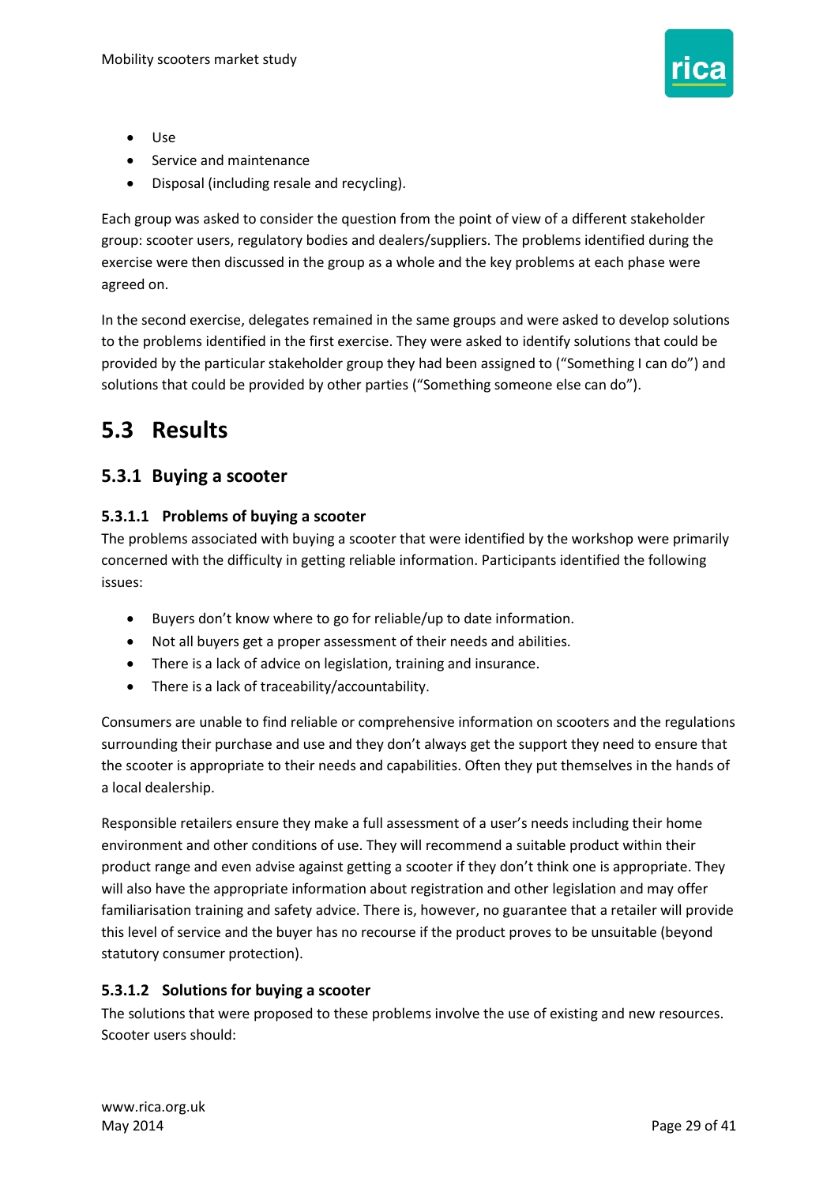- Use
- Service and maintenance
- Disposal (including resale and recycling).

Each group was asked to consider the question from the point of view of a different stakeholder group: scooter users, regulatory bodies and dealers/suppliers. The problems identified during the exercise were then discussed in the group as a whole and the key problems at each phase were agreed on.

In the second exercise, delegates remained in the same groups and were asked to develop solutions to the problems identified in the first exercise. They were asked to identify solutions that could be provided by the particular stakeholder group they had been assigned to ("Something I can do") and solutions that could be provided by other parties ("Something someone else can do").

# 5.3 Results

## 5.3.1 Buying a scooter

### 5.3.1.1 Problems of buying a scooter

The problems associated with buying a scooter that were identified by the workshop were primarily concerned with the difficulty in getting reliable information. Participants identified the following issues:

- Buyers don't know where to go for reliable/up to date information.
- Not all buyers get a proper assessment of their needs and abilities.
- There is a lack of advice on legislation, training and insurance.
- There is a lack of traceability/accountability.

Consumers are unable to find reliable or comprehensive information on scooters and the regulations surrounding their purchase and use and they don't always get the support they need to ensure that the scooter is appropriate to their needs and capabilities. Often they put themselves in the hands of a local dealership.

Responsible retailers ensure they make a full assessment of a user's needs including their home environment and other conditions of use. They will recommend a suitable product within their product range and even advise against getting a scooter if they don't think one is appropriate. They will also have the appropriate information about registration and other legislation and may offer familiarisation training and safety advice. There is, however, no guarantee that a retailer will provide this level of service and the buyer has no recourse if the product proves to be unsuitable (beyond statutory consumer protection).

### 5.3.1.2 Solutions for buying a scooter

The solutions that were proposed to these problems involve the use of existing and new resources. Scooter users should: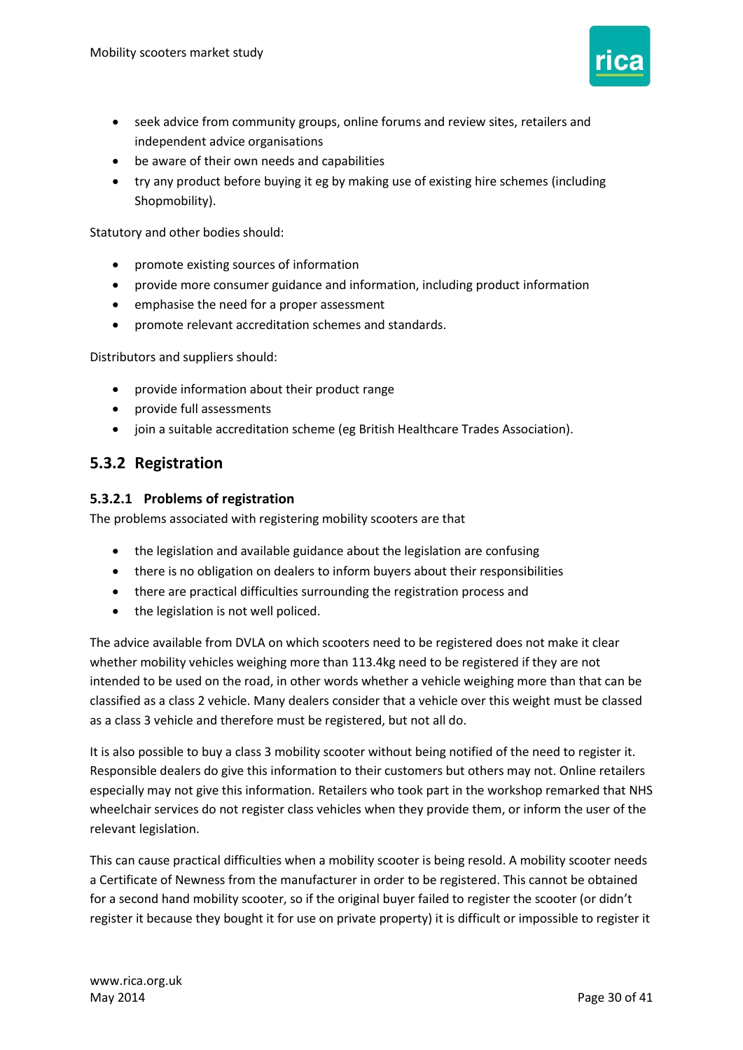- seek advice from community groups, online forums and review sites, retailers and independent advice organisations
- be aware of their own needs and capabilities
- try any product before buying it eg by making use of existing hire schemes (including Shopmobility).

Statutory and other bodies should:

- promote existing sources of information
- provide more consumer guidance and information, including product information
- emphasise the need for a proper assessment
- promote relevant accreditation schemes and standards.

Distributors and suppliers should:

- provide information about their product range
- provide full assessments
- join a suitable accreditation scheme (eg British Healthcare Trades Association).

### 5.3.2 Registration

#### 5.3.2.1 Problems of registration

The problems associated with registering mobility scooters are that

- the legislation and available guidance about the legislation are confusing
- there is no obligation on dealers to inform buyers about their responsibilities
- there are practical difficulties surrounding the registration process and
- the legislation is not well policed.

The advice available from DVLA on which scooters need to be registered does not make it clear whether mobility vehicles weighing more than 113.4kg need to be registered if they are not intended to be used on the road, in other words whether a vehicle weighing more than that can be classified as a class 2 vehicle. Many dealers consider that a vehicle over this weight must be classed as a class 3 vehicle and therefore must be registered, but not all do.

It is also possible to buy a class 3 mobility scooter without being notified of the need to register it. Responsible dealers do give this information to their customers but others may not. Online retailers especially may not give this information. Retailers who took part in the workshop remarked that NHS wheelchair services do not register class vehicles when they provide them, or inform the user of the relevant legislation.

This can cause practical difficulties when a mobility scooter is being resold. A mobility scooter needs a Certificate of Newness from the manufacturer in order to be registered. This cannot be obtained for a second hand mobility scooter, so if the original buyer failed to register the scooter (or didn't register it because they bought it for use on private property) it is difficult or impossible to register it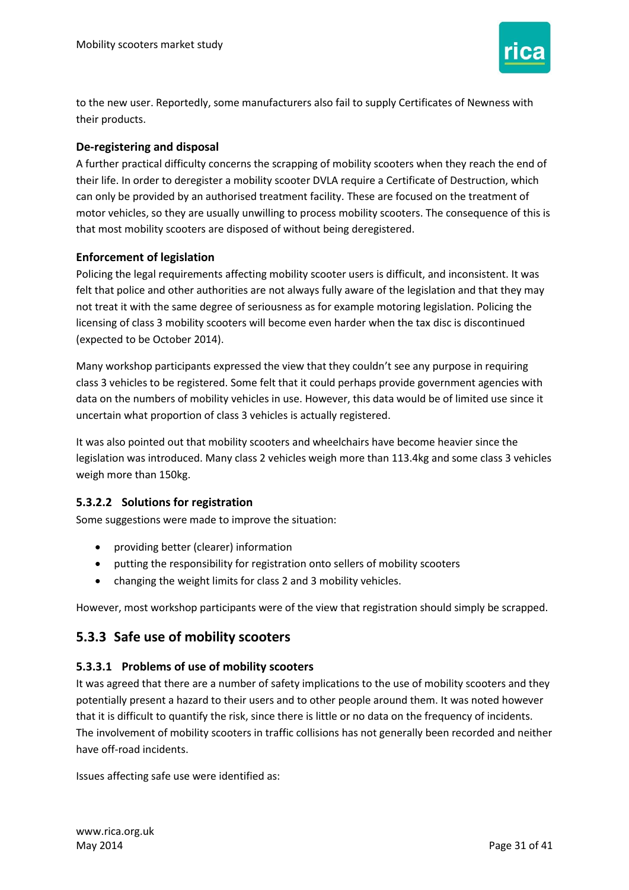to the new user. Reportedly, some manufacturers also fail to supply Certificates of Newness with their products.

**De-registering and disposal**

A further practical difficulty concerns the scrapping of mobility scooters when they reach the end of their life. In order to deregister a mobility scooter DVLA require a Certificate of Destruction, which can only be provided by an authorised treatment facility. These are focused on the treatment of motor vehicles, so they are usually unwilling to process mobility scooters. The consequence of this is that most mobility scooters are disposed of without being deregistered.

**Enforcement of legislation**

Policing the legal requirements affecting mobility scooter users is difficult, and inconsistent. It was felt that police and other authorities are not always fully aware of the legislation and that they may not treat it with the same degree of seriousness as for example motoring legislation. Policing the licensing of class 3 mobility scooters will become even harder when the tax disc is discontinued (expected to be October 2014).

Many workshop participants expressed the view that they couldn't see any purpose in requiring class 3 vehicles to be registered. Some felt that it could perhaps provide government agencies with data on the numbers of mobility vehicles in use. However, this data would be of limited use since it uncertain what proportion of class 3 vehicles is actually registered.

It was also pointed out that mobility scooters and wheelchairs have become heavier since the legislation was introduced. Many class 2 vehicles weigh more than 113.4kg and some class 3 vehicles weigh more than 150kg.

#### 5.3.2.2 Solutions for registration

Some suggestions were made to improve the situation:

- providing better (clearer) information
- putting the responsibility for registration onto sellers of mobility scooters
- changing the weight limits for class 2 and 3 mobility vehicles.

However, most workshop participants were of the view that registration should simply be scrapped.

### 5.3.3 Safe use of mobility scooters

#### 5.3.3.1 Problems of use of mobility scooters

It was agreed that there are a number of safety implications to the use of mobility scooters and they potentially present a hazard to their users and to other people around them. It was noted however that it is difficult to quantify the risk, since there is little or no data on the frequency of incidents. The involvement of mobility scooters in traffic collisions has not generally been recorded and neither have off-road incidents.

Issues affecting safe use were identified as: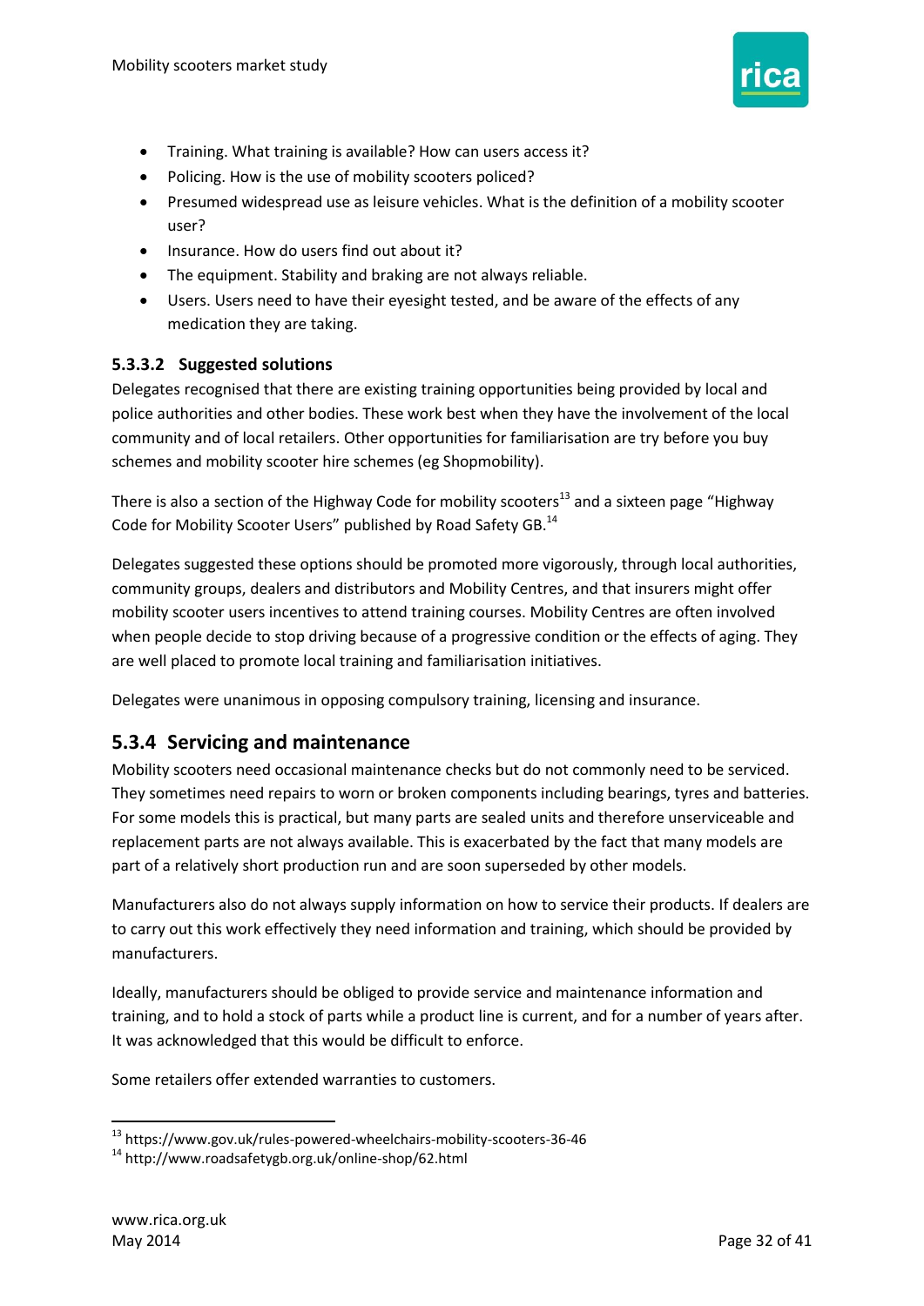- Training. What training is available? How can users access it?
- Policing. How is the use of mobility scooters policed?
- Presumed widespread use as leisure vehicles. What is the definition of a mobility scooter user?
- Insurance. How do users find out about it?
- The equipment. Stability and braking are not always reliable.
- Users. Users need to have their eyesight tested, and be aware of the effects of any medication they are taking.

#### 5.3.3.2 Suggested solutions

Delegates recognised that there are existing training opportunities being provided by local and police authorities and other bodies. These work best when they have the involvement of the local community and of local retailers. Other opportunities for familiarisation are try before you buy schemes and mobility scooter hire schemes (eg Shopmobility).

There is also a section of the Highway Code for mobility scooters[13] and a sixteen page "Highway Code for Mobility Scooter Users" published by Road Safety GB.[14]

Delegates suggested these options should be promoted more vigorously, through local authorities, community groups, dealers and distributors and Mobility Centres, and that insurers might offer mobility scooter users incentives to attend training courses. Mobility Centres are often involved when people decide to stop driving because of a progressive condition or the effects of aging. They are well placed to promote local training and familiarisation initiatives.

Delegates were unanimous in opposing compulsory training, licensing and insurance.

### 5.3.4 Servicing and maintenance

Mobility scooters need occasional maintenance checks but do not commonly need to be serviced. They sometimes need repairs to worn or broken components including bearings, tyres and batteries. For some models this is practical, but many parts are sealed units and therefore unserviceable and replacement parts are not always available. This is exacerbated by the fact that many models are part of a relatively short production run and are soon superseded by other models.

Manufacturers also do not always supply information on how to service their products. If dealers are to carry out this work effectively they need information and training, which should be provided by manufacturers.

Ideally, manufacturers should be obliged to provide service and maintenance information and training, and to hold a stock of parts while a product line is current, and for a number of years after. It was acknowledged that this would be difficult to enforce.

Some retailers offer extended warranties to customers.

---

[13] https://www.gov.uk/rules-powered-wheelchairs-mobility-scooters-36-46

[14] http://www.roadsafetygb.org.uk/online-shop/62.html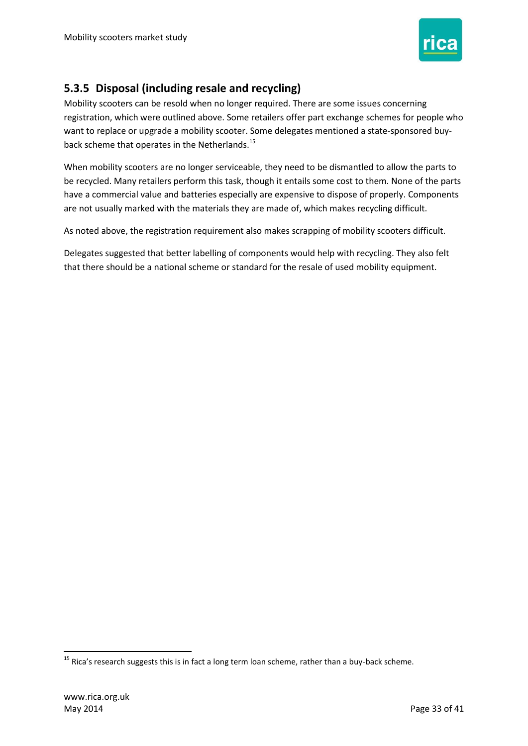### 5.3.5 Disposal (including resale and recycling)

Mobility scooters can be resold when no longer required. There are some issues concerning registration, which were outlined above. Some retailers offer part exchange schemes for people who want to replace or upgrade a mobility scooter. Some delegates mentioned a state-sponsored buy-back scheme that operates in the Netherlands.[15]

When mobility scooters are no longer serviceable, they need to be dismantled to allow the parts to be recycled. Many retailers perform this task, though it entails some cost to them. None of the parts have a commercial value and batteries especially are expensive to dispose of properly. Components are not usually marked with the materials they are made of, which makes recycling difficult.

As noted above, the registration requirement also makes scrapping of mobility scooters difficult.

Delegates suggested that better labelling of components would help with recycling. They also felt that there should be a national scheme or standard for the resale of used mobility equipment.

---

[15] Rica's research suggests this is in fact a long term loan scheme, rather than a buy-back scheme.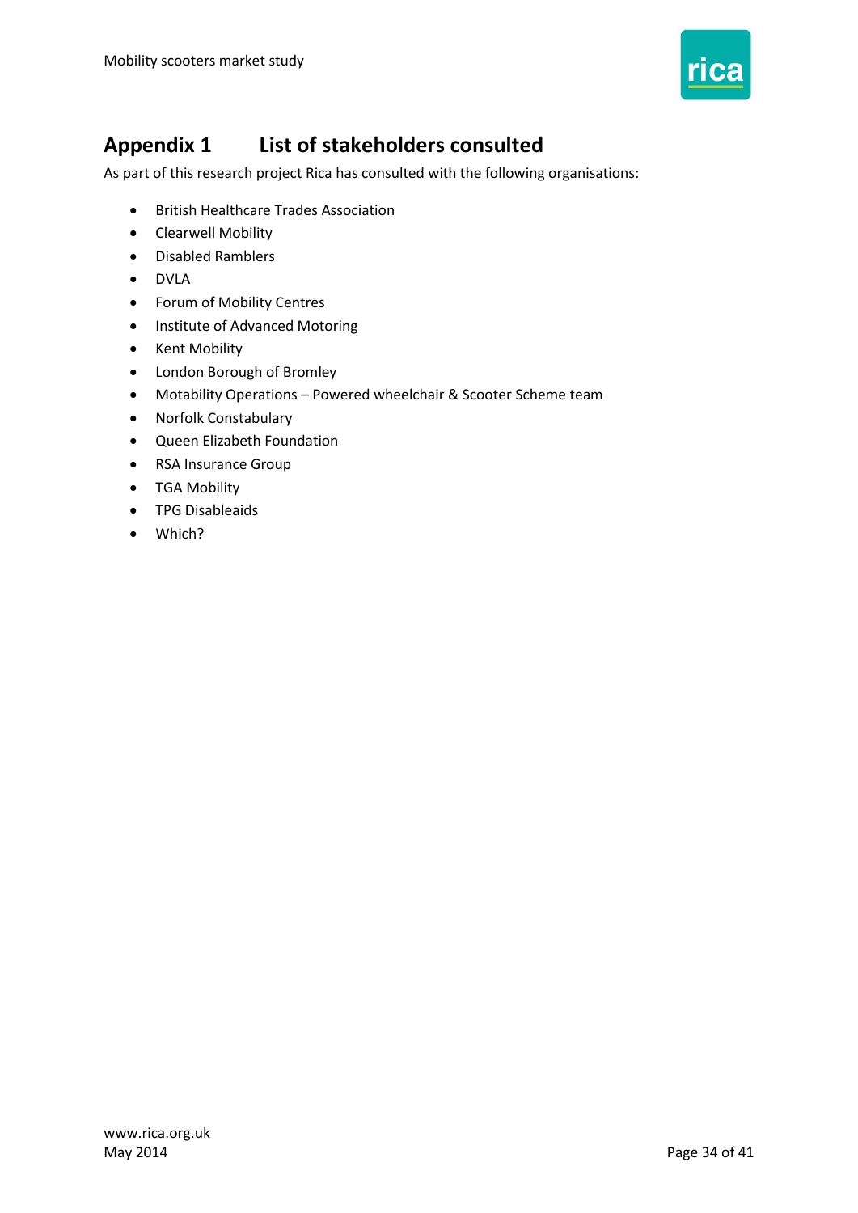# Appendix 1 List of stakeholders consulted

As part of this research project Rica has consulted with the following organisations:

- British Healthcare Trades Association
- Clearwell Mobility
- Disabled Ramblers
- DVLA
- Forum of Mobility Centres
- Institute of Advanced Motoring
- Kent Mobility
- London Borough of Bromley
- Motability Operations – Powered wheelchair & Scooter Scheme team
- Norfolk Constabulary
- Queen Elizabeth Foundation
- RSA Insurance Group
- TGA Mobility
- TPG Disableaids
- Which?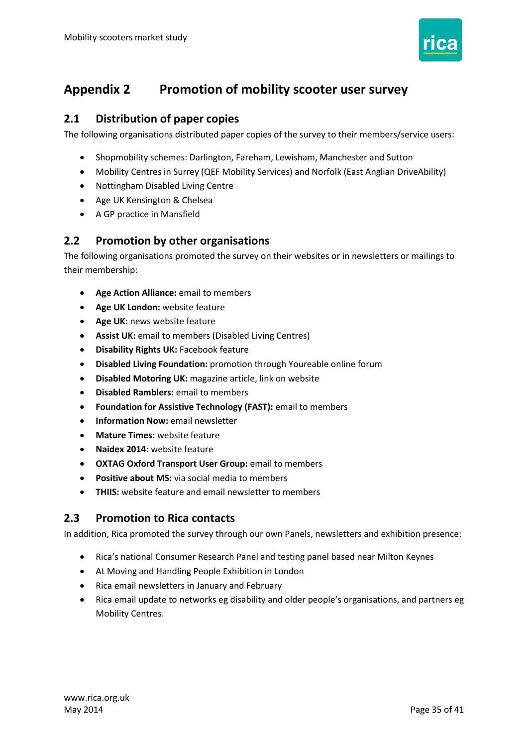# Appendix 2 Promotion of mobility scooter user survey

## 2.1 Distribution of paper copies

The following organisations distributed paper copies of the survey to their members/service users:

- Shopmobility schemes: Darlington, Fareham, Lewisham, Manchester and Sutton
- Mobility Centres in Surrey (QEF Mobility Services) and Norfolk (East Anglian DriveAbility)
- Nottingham Disabled Living Centre
- Age UK Kensington & Chelsea
- A GP practice in Mansfield

## 2.2 Promotion by other organisations

The following organisations promoted the survey on their websites or in newsletters or mailings to their membership:

- **Age Action Alliance:** email to members
- **Age UK London:** website feature
- **Age UK:** news website feature
- **Assist UK:** email to members (Disabled Living Centres)
- **Disability Rights UK:** Facebook feature
- **Disabled Living Foundation:** promotion through Youreable online forum
- **Disabled Motoring UK:** magazine article, link on website
- **Disabled Ramblers:** email to members
- **Foundation for Assistive Technology (FAST):** email to members
- **Information Now:** email newsletter
- **Mature Times:** website feature
- **Naidex 2014:** website feature
- **OXTAG Oxford Transport User Group:** email to members
- **Positive about MS:** via social media to members
- **THIIS:** website feature and email newsletter to members

## 2.3 Promotion to Rica contacts

In addition, Rica promoted the survey through our own Panels, newsletters and exhibition presence:

- Rica's national Consumer Research Panel and testing panel based near Milton Keynes
- At Moving and Handling People Exhibition in London
- Rica email newsletters in January and February
- Rica email update to networks eg disability and older people's organisations, and partners eg Mobility Centres.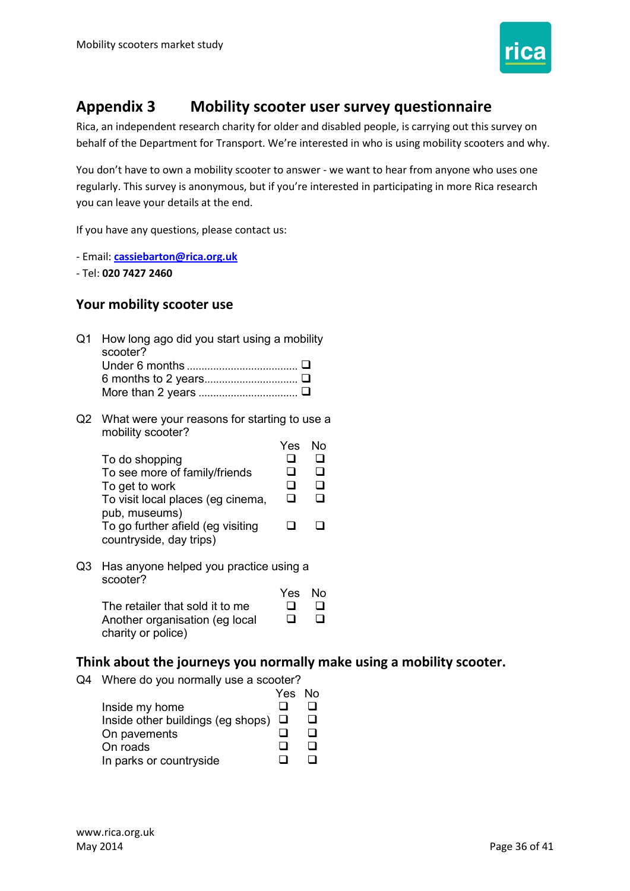## Appendix 3 Mobility scooter user survey questionnaire

Rica, an independent research charity for older and disabled people, is carrying out this survey on behalf of the Department for Transport. We're interested in who is using mobility scooters and why.

You don't have to own a mobility scooter to answer - we want to hear from anyone who uses one regularly. This survey is anonymous, but if you're interested in participating in more Rica research you can leave your details at the end.

If you have any questions, please contact us:

- Email: cassiebarton@rica.org.uk
- Tel: **020 7427 2460**

### Your mobility scooter use

Q1 How long ago did you start using a mobility scooter?

- Under 6 months ........................................ ❑
- 6 months to 2 years.................................. ❑
- More than 2 years .................................... ❑

Q2 What were your reasons for starting to use a mobility scooter?

| | Yes | No |
|---|---|---|
| To do shopping | ❑ | ❑ |
| To see more of family/friends | ❑ | ❑ |
| To get to work | ❑ | ❑ |
| To visit local places (eg cinema, pub, museums) | ❑ | ❑ |
| To go further afield (eg visiting countryside, day trips) | ❑ | ❑ |

Q3 Has anyone helped you practice using a scooter?

| | Yes | No |
|---|---|---|
| The retailer that sold it to me | ❑ | ❑ |
| Another organisation (eg local charity or police) | ❑ | ❑ |

### Think about the journeys you normally make using a mobility scooter.

Q4 Where do you normally use a scooter?

| | Yes | No |
|---|---|---|
| Inside my home | ❑ | ❑ |
| Inside other buildings (eg shops) | ❑ | ❑ |
| On pavements | ❑ | ❑ |
| On roads | ❑ | ❑ |
| In parks or countryside | ❑ | ❑ |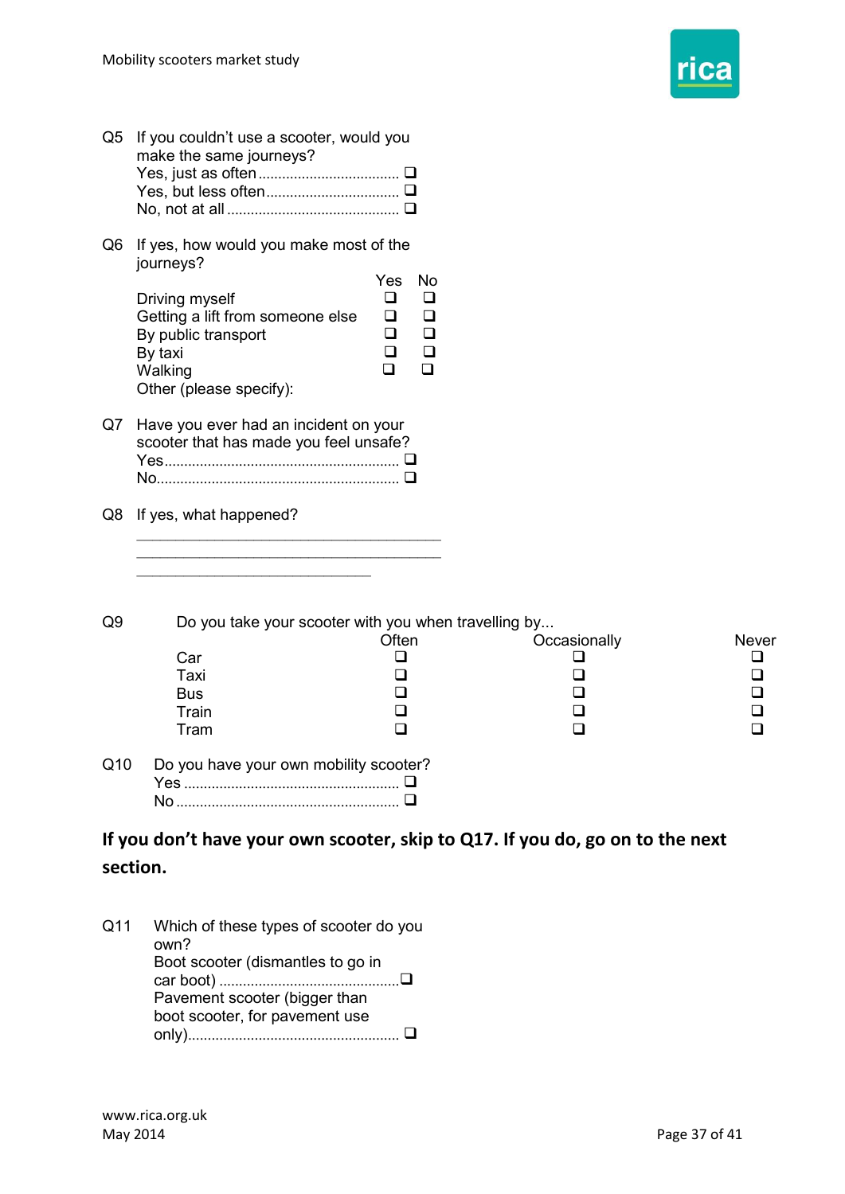Q5 If you couldn't use a scooter, would you make the same journeys?

- Yes, just as often ❑
- Yes, but less often ❑
- No, not at all ❑

Q6 If yes, how would you make most of the journeys?

| | Yes | No |
|---|---|---|
| Driving myself | ❑ | ❑ |
| Getting a lift from someone else | ❑ | ❑ |
| By public transport | ❑ | ❑ |
| By taxi | ❑ | ❑ |
| Walking | ❑ | ❑ |
| Other (please specify): | | |

Q7 Have you ever had an incident on your scooter that has made you feel unsafe?

- Yes ❑
- No ❑

Q8 If yes, what happened?

\_\_\_\_\_\_\_\_\_\_\_\_\_\_\_\_\_\_\_\_\_\_\_\_\_\_\_\_\_\_\_\_\_\_\_\_\_\_\_\_
\_\_\_\_\_\_\_\_\_\_\_\_\_\_\_\_\_\_\_\_\_\_\_\_\_\_\_\_\_\_\_\_\_\_\_\_\_\_\_\_
\_\_\_\_\_\_\_\_\_\_\_\_\_\_\_\_\_\_\_\_\_\_\_\_\_\_\_\_\_\_\_

Q9 Do you take your scooter with you when travelling by...

| | Often | Occasionally | Never |
|---|---|---|---|
| Car | ❑ | ❑ | ❑ |
| Taxi | ❑ | ❑ | ❑ |
| Bus | ❑ | ❑ | ❑ |
| Train | ❑ | ❑ | ❑ |
| Tram | ❑ | ❑ | ❑ |

Q10 Do you have your own mobility scooter?

- Yes ❑
- No ❑

**If you don't have your own scooter, skip to Q17. If you do, go on to the next section.**

Q11 Which of these types of scooter do you own?

- Boot scooter (dismantles to go in car boot) ❑
- Pavement scooter (bigger than boot scooter, for pavement use only) ❑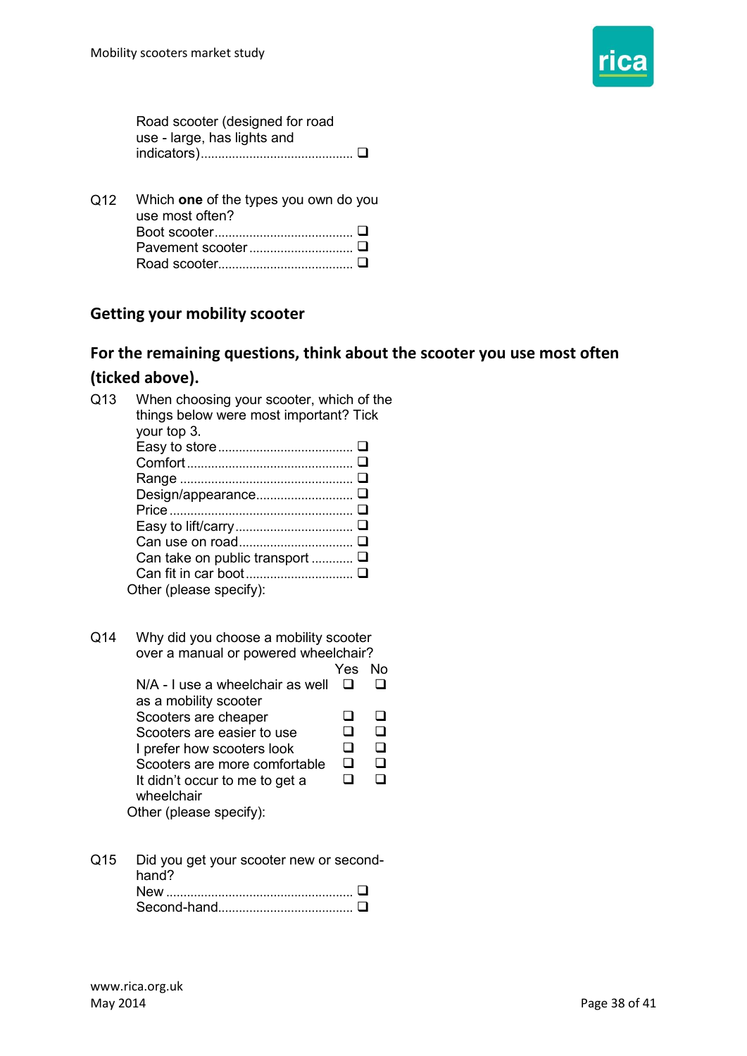Road scooter (designed for road use - large, has lights and indicators) ❑

Q12 Which **one** of the types you own do you use most often?

- Boot scooter ❑
- Pavement scooter ❑
- Road scooter ❑

## Getting your mobility scooter

### For the remaining questions, think about the scooter you use most often (ticked above).

Q13 When choosing your scooter, which of the things below were most important? Tick your top 3.

- Easy to store ❑
- Comfort ❑
- Range ❑
- Design/appearance ❑
- Price ❑
- Easy to lift/carry ❑
- Can use on road ❑
- Can take on public transport ❑
- Can fit in car boot ❑

Other (please specify):

Q14 Why did you choose a mobility scooter over a manual or powered wheelchair?

| | Yes | No |
|---|---|---|
| N/A - I use a wheelchair as well as a mobility scooter | ❑ | ❑ |
| Scooters are cheaper | ❑ | ❑ |
| Scooters are easier to use | ❑ | ❑ |
| I prefer how scooters look | ❑ | ❑ |
| Scooters are more comfortable | ❑ | ❑ |
| It didn't occur to me to get a wheelchair | ❑ | ❑ |

Other (please specify):

Q15 Did you get your scooter new or second-hand?

- New ❑
- Second-hand ❑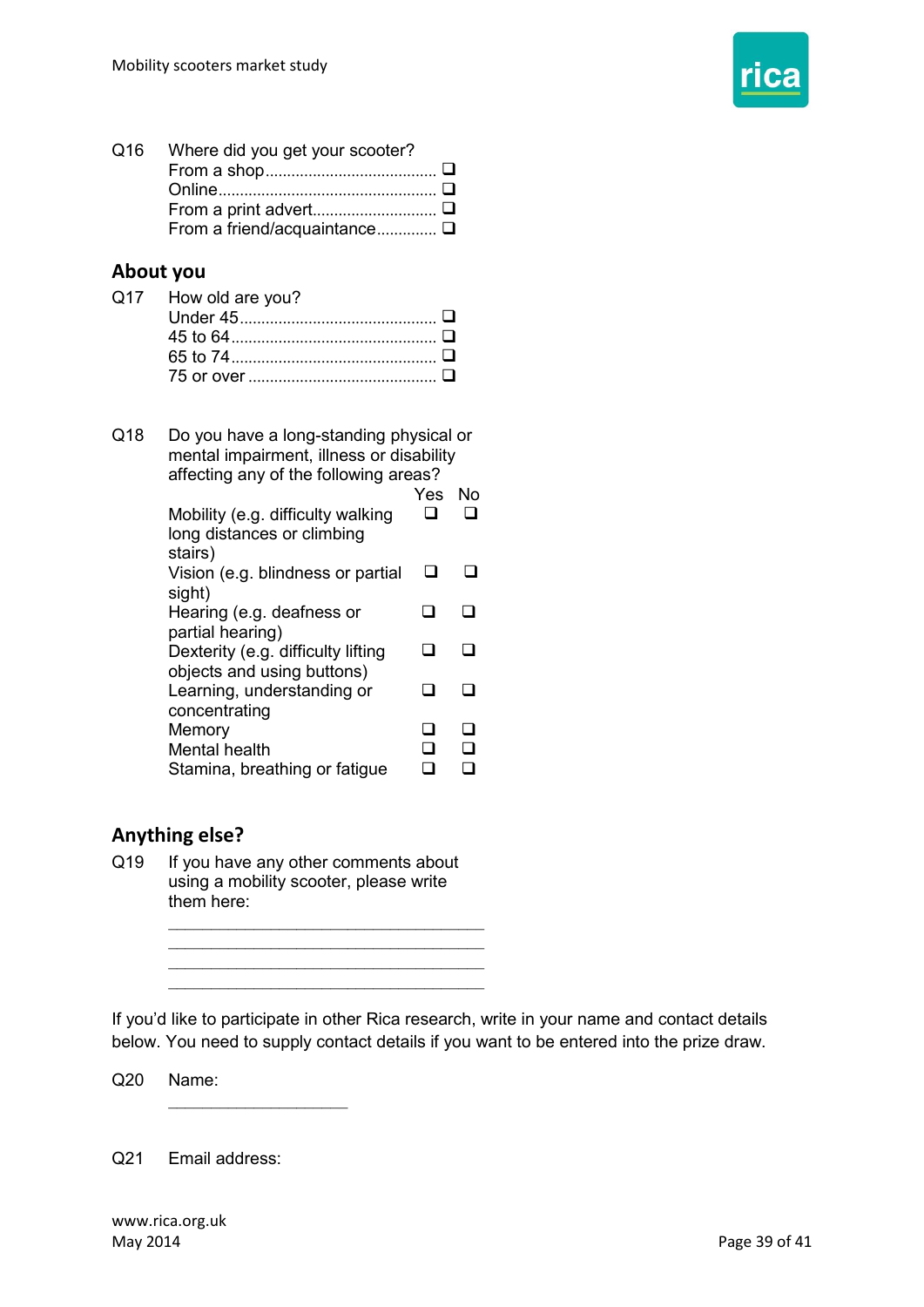Q16 Where did you get your scooter?

- From a shop ❑
- Online ❑
- From a print advert ❑
- From a friend/acquaintance ❑

## About you

Q17 How old are you?

- Under 45 ❑
- 45 to 64 ❑
- 65 to 74 ❑
- 75 or over ❑

Q18 Do you have a long-standing physical or mental impairment, illness or disability affecting any of the following areas?

| | Yes | No |
|---|---|---|
| Mobility (e.g. difficulty walking long distances or climbing stairs) | ❑ | ❑ |
| Vision (e.g. blindness or partial sight) | ❑ | ❑ |
| Hearing (e.g. deafness or partial hearing) | ❑ | ❑ |
| Dexterity (e.g. difficulty lifting objects and using buttons) | ❑ | ❑ |
| Learning, understanding or concentrating | ❑ | ❑ |
| Memory | ❑ | ❑ |
| Mental health | ❑ | ❑ |
| Stamina, breathing or fatigue | ❑ | ❑ |

## Anything else?

Q19 If you have any other comments about using a mobility scooter, please write them here:

\_\_\_\_\_\_\_\_\_\_\_\_\_\_\_\_\_\_\_\_\_\_\_\_\_\_\_\_\_\_\_\_\_\_\_\_
\_\_\_\_\_\_\_\_\_\_\_\_\_\_\_\_\_\_\_\_\_\_\_\_\_\_\_\_\_\_\_\_\_\_\_\_
\_\_\_\_\_\_\_\_\_\_\_\_\_\_\_\_\_\_\_\_\_\_\_\_\_\_\_\_\_\_\_\_\_\_\_\_
\_\_\_\_\_\_\_\_\_\_\_\_\_\_\_\_\_\_\_\_\_\_\_\_\_\_\_\_\_\_\_\_\_\_\_\_

If you'd like to participate in other Rica research, write in your name and contact details below. You need to supply contact details if you want to be entered into the prize draw.

Q20 Name:

\_\_\_\_\_\_\_\_\_\_\_\_\_\_\_\_\_\_\_\_

Q21 Email address: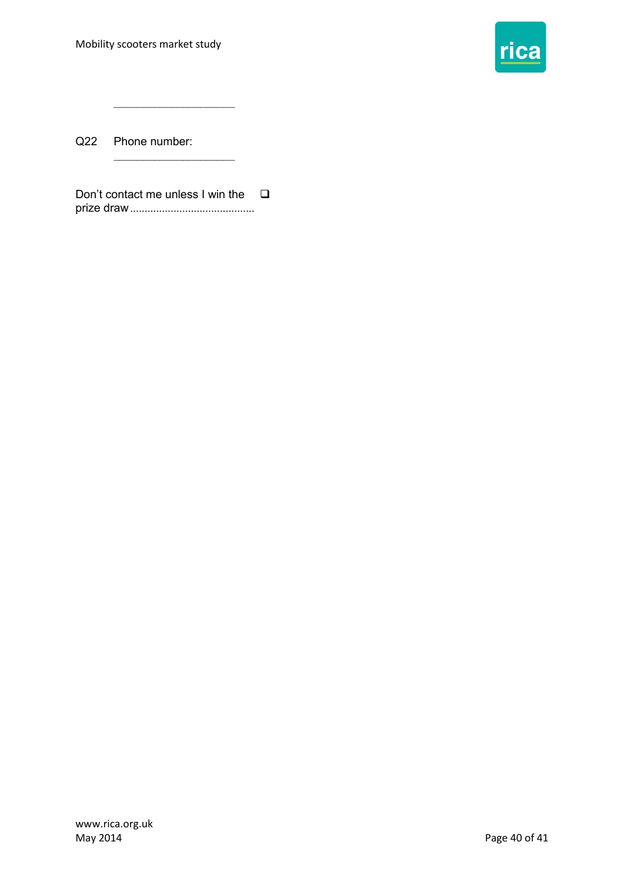\_\_\_\_\_\_\_\_\_\_\_\_\_\_\_\_\_\_\_\_\_

Q22 Phone number:

\_\_\_\_\_\_\_\_\_\_\_\_\_\_\_\_\_\_\_\_\_

Don't contact me unless I win the prize draw ........................................... ❑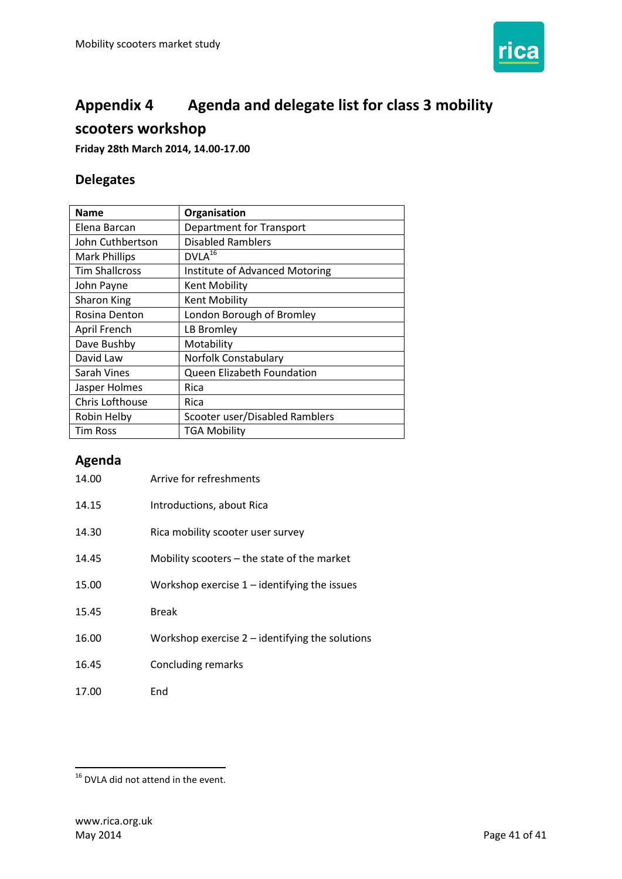# Appendix 4 Agenda and delegate list for class 3 mobility scooters workshop

**Friday 28th March 2014, 14.00-17.00**

## Delegates

| Name | Organisation |
| --- | --- |
| Elena Barcan | Department for Transport |
| John Cuthbertson | Disabled Ramblers |
| Mark Phillips | DVLA[16] |
| Tim Shallcross | Institute of Advanced Motoring |
| John Payne | Kent Mobility |
| Sharon King | Kent Mobility |
| Rosina Denton | London Borough of Bromley |
| April French | LB Bromley |
| Dave Bushby | Motability |
| David Law | Norfolk Constabulary |
| Sarah Vines | Queen Elizabeth Foundation |
| Jasper Holmes | Rica |
| Chris Lofthouse | Rica |
| Robin Helby | Scooter user/Disabled Ramblers |
| Tim Ross | TGA Mobility |

## Agenda

| | |
| --- | --- |
| 14.00 | Arrive for refreshments |
| 14.15 | Introductions, about Rica |
| 14.30 | Rica mobility scooter user survey |
| 14.45 | Mobility scooters – the state of the market |
| 15.00 | Workshop exercise 1 – identifying the issues |
| 15.45 | Break |
| 16.00 | Workshop exercise 2 – identifying the solutions |
| 16.45 | Concluding remarks |
| 17.00 | End |

[16] DVLA did not attend in the event.